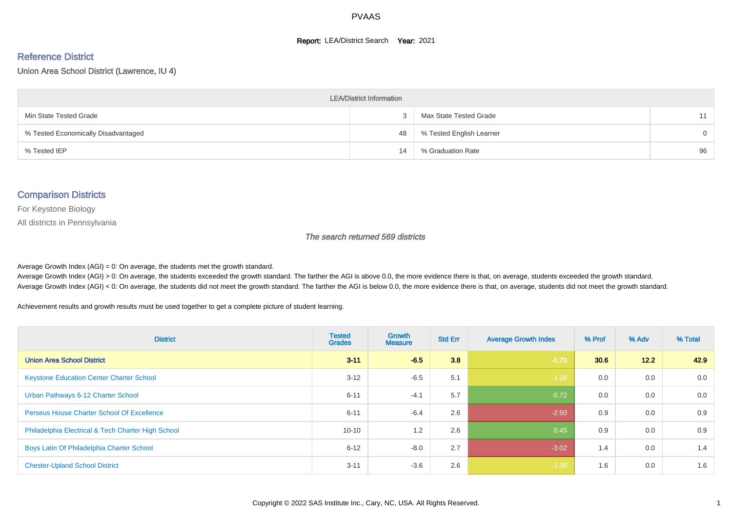PVAAS

**Report:** LEA/District Search **Year:** 2021

## Reference District

Union Area School District (Lawrence, IU 4)

| LEA/District Information | | | |
|---|---|---|---|
| Min State Tested Grade | 3 | Max State Tested Grade | 11 |
| % Tested Economically Disadvantaged | 48 | % Tested English Learner | 0 |
| % Tested IEP | 14 | % Graduation Rate | 96 |

## Comparison Districts

For Keystone Biology

All districts in Pennsylvania

*The search returned 569 districts*

Average Growth Index (AGI) = 0: On average, the students met the growth standard.
Average Growth Index (AGI) > 0: On average, the students exceeded the growth standard. The farther the AGI is above 0.0, the more evidence there is that, on average, students exceeded the growth standard.
Average Growth Index (AGI) < 0: On average, the students did not meet the growth standard. The farther the AGI is below 0.0, the more evidence there is that, on average, students did not meet the growth standard.

Achievement results and growth results must be used together to get a complete picture of student learning.

| District | Tested Grades | Growth Measure | Std Err | Average Growth Index | % Prof | % Adv | % Total |
|---|---|---|---|---|---|---|---|
| **Union Area School District** | **3-11** | **-6.5** | **3.8** | **-1.70** | **30.6** | **12.2** | **42.9** |
| Keystone Education Center Charter School | 3-12 | -6.5 | 5.1 | -1.28 | 0.0 | 0.0 | 0.0 |
| Urban Pathways 6-12 Charter School | 6-11 | -4.1 | 5.7 | -0.72 | 0.0 | 0.0 | 0.0 |
| Perseus House Charter School Of Excellence | 6-11 | -6.4 | 2.6 | -2.50 | 0.9 | 0.0 | 0.9 |
| Philadelphia Electrical & Tech Charter High School | 10-10 | 1.2 | 2.6 | 0.45 | 0.9 | 0.0 | 0.9 |
| Boys Latin Of Philadelphia Charter School | 6-12 | -8.0 | 2.7 | -3.02 | 1.4 | 0.0 | 1.4 |
| Chester-Upland School District | 3-11 | -3.6 | 2.6 | -1.38 | 1.6 | 0.0 | 1.6 |

Copyright © 2022 SAS Institute Inc., Cary, NC, USA. All Rights Reserved.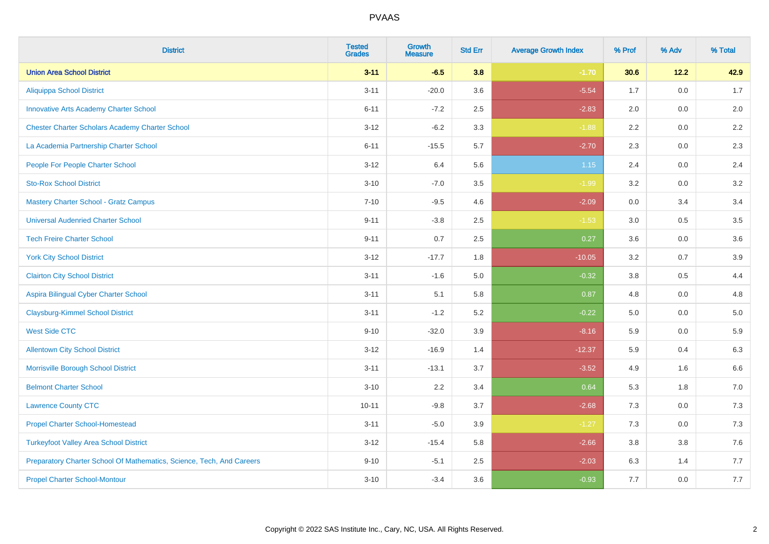# PVAAS

| District | Tested Grades | Growth Measure | Std Err | Average Growth Index | % Prof | % Adv | % Total |
|---|---|---|---|---|---|---|---|
| **Union Area School District** | **3-11** | **-6.5** | **3.8** | **-1.70** | **30.6** | **12.2** | **42.9** |
| Aliquippa School District | 3-11 | -20.0 | 3.6 | -5.54 | 1.7 | 0.0 | 1.7 |
| Innovative Arts Academy Charter School | 6-11 | -7.2 | 2.5 | -2.83 | 2.0 | 0.0 | 2.0 |
| Chester Charter Scholars Academy Charter School | 3-12 | -6.2 | 3.3 | -1.88 | 2.2 | 0.0 | 2.2 |
| La Academia Partnership Charter School | 6-11 | -15.5 | 5.7 | -2.70 | 2.3 | 0.0 | 2.3 |
| People For People Charter School | 3-12 | 6.4 | 5.6 | 1.15 | 2.4 | 0.0 | 2.4 |
| Sto-Rox School District | 3-10 | -7.0 | 3.5 | -1.99 | 3.2 | 0.0 | 3.2 |
| Mastery Charter School - Gratz Campus | 7-10 | -9.5 | 4.6 | -2.09 | 0.0 | 3.4 | 3.4 |
| Universal Audenried Charter School | 9-11 | -3.8 | 2.5 | -1.53 | 3.0 | 0.5 | 3.5 |
| Tech Freire Charter School | 9-11 | 0.7 | 2.5 | 0.27 | 3.6 | 0.0 | 3.6 |
| York City School District | 3-12 | -17.7 | 1.8 | -10.05 | 3.2 | 0.7 | 3.9 |
| Clairton City School District | 3-11 | -1.6 | 5.0 | -0.32 | 3.8 | 0.5 | 4.4 |
| Aspira Bilingual Cyber Charter School | 3-11 | 5.1 | 5.8 | 0.87 | 4.8 | 0.0 | 4.8 |
| Claysburg-Kimmel School District | 3-11 | -1.2 | 5.2 | -0.22 | 5.0 | 0.0 | 5.0 |
| West Side CTC | 9-10 | -32.0 | 3.9 | -8.16 | 5.9 | 0.0 | 5.9 |
| Allentown City School District | 3-12 | -16.9 | 1.4 | -12.37 | 5.9 | 0.4 | 6.3 |
| Morrisville Borough School District | 3-11 | -13.1 | 3.7 | -3.52 | 4.9 | 1.6 | 6.6 |
| Belmont Charter School | 3-10 | 2.2 | 3.4 | 0.64 | 5.3 | 1.8 | 7.0 |
| Lawrence County CTC | 10-11 | -9.8 | 3.7 | -2.68 | 7.3 | 0.0 | 7.3 |
| Propel Charter School-Homestead | 3-11 | -5.0 | 3.9 | -1.27 | 7.3 | 0.0 | 7.3 |
| Turkeyfoot Valley Area School District | 3-12 | -15.4 | 5.8 | -2.66 | 3.8 | 3.8 | 7.6 |
| Preparatory Charter School Of Mathematics, Science, Tech, And Careers | 9-10 | -5.1 | 2.5 | -2.03 | 6.3 | 1.4 | 7.7 |
| Propel Charter School-Montour | 3-10 | -3.4 | 3.6 | -0.93 | 7.7 | 0.0 | 7.7 |

Copyright © 2022 SAS Institute Inc., Cary, NC, USA. All Rights Reserved.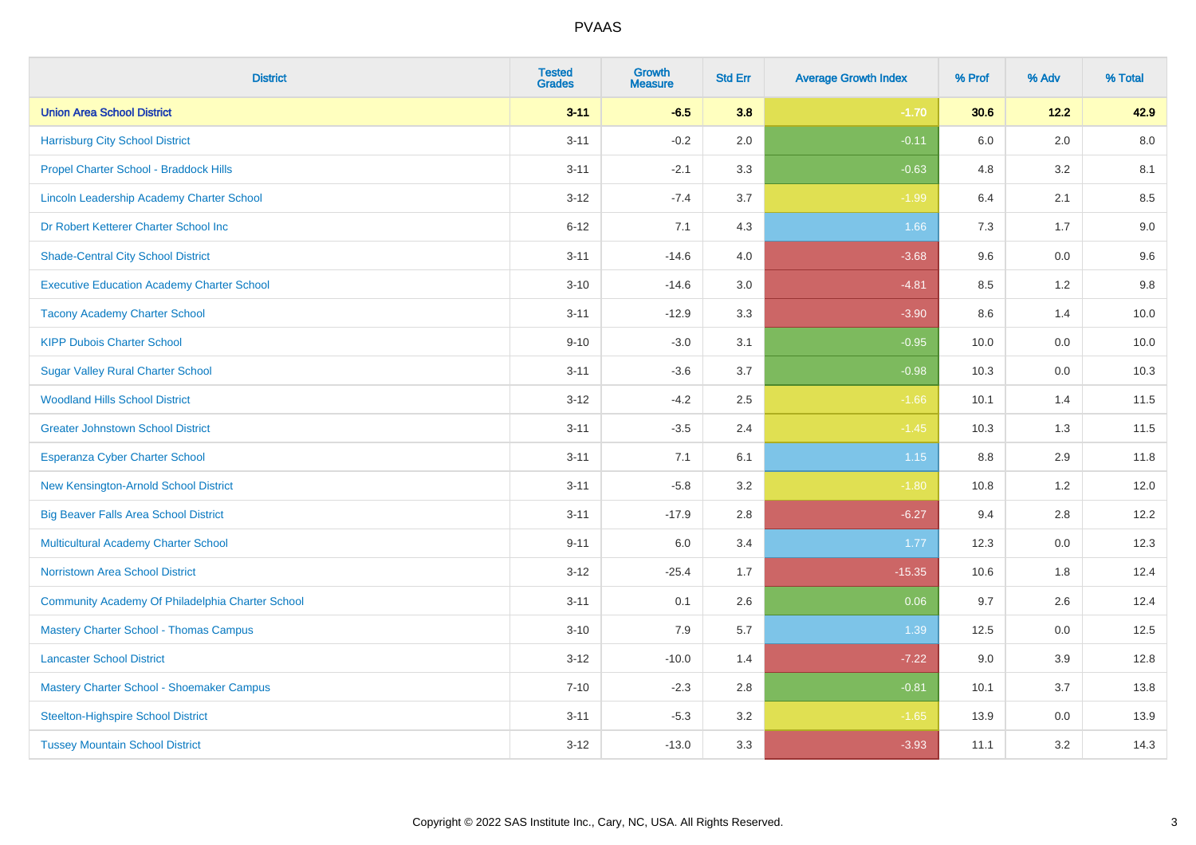| District | Tested Grades | Growth Measure | Std Err | Average Growth Index | % Prof | % Adv | % Total |
|---|---|---|---|---|---|---|---|
| **Union Area School District** | **3-11** | **-6.5** | **3.8** | **-1.70** | **30.6** | **12.2** | **42.9** |
| Harrisburg City School District | 3-11 | -0.2 | 2.0 | -0.11 | 6.0 | 2.0 | 8.0 |
| Propel Charter School - Braddock Hills | 3-11 | -2.1 | 3.3 | -0.63 | 4.8 | 3.2 | 8.1 |
| Lincoln Leadership Academy Charter School | 3-12 | -7.4 | 3.7 | -1.99 | 6.4 | 2.1 | 8.5 |
| Dr Robert Ketterer Charter School Inc | 6-12 | 7.1 | 4.3 | 1.66 | 7.3 | 1.7 | 9.0 |
| Shade-Central City School District | 3-11 | -14.6 | 4.0 | -3.68 | 9.6 | 0.0 | 9.6 |
| Executive Education Academy Charter School | 3-10 | -14.6 | 3.0 | -4.81 | 8.5 | 1.2 | 9.8 |
| Tacony Academy Charter School | 3-11 | -12.9 | 3.3 | -3.90 | 8.6 | 1.4 | 10.0 |
| KIPP Dubois Charter School | 9-10 | -3.0 | 3.1 | -0.95 | 10.0 | 0.0 | 10.0 |
| Sugar Valley Rural Charter School | 3-11 | -3.6 | 3.7 | -0.98 | 10.3 | 0.0 | 10.3 |
| Woodland Hills School District | 3-12 | -4.2 | 2.5 | -1.66 | 10.1 | 1.4 | 11.5 |
| Greater Johnstown School District | 3-11 | -3.5 | 2.4 | -1.45 | 10.3 | 1.3 | 11.5 |
| Esperanza Cyber Charter School | 3-11 | 7.1 | 6.1 | 1.15 | 8.8 | 2.9 | 11.8 |
| New Kensington-Arnold School District | 3-11 | -5.8 | 3.2 | -1.80 | 10.8 | 1.2 | 12.0 |
| Big Beaver Falls Area School District | 3-11 | -17.9 | 2.8 | -6.27 | 9.4 | 2.8 | 12.2 |
| Multicultural Academy Charter School | 9-11 | 6.0 | 3.4 | 1.77 | 12.3 | 0.0 | 12.3 |
| Norristown Area School District | 3-12 | -25.4 | 1.7 | -15.35 | 10.6 | 1.8 | 12.4 |
| Community Academy Of Philadelphia Charter School | 3-11 | 0.1 | 2.6 | 0.06 | 9.7 | 2.6 | 12.4 |
| Mastery Charter School - Thomas Campus | 3-10 | 7.9 | 5.7 | 1.39 | 12.5 | 0.0 | 12.5 |
| Lancaster School District | 3-12 | -10.0 | 1.4 | -7.22 | 9.0 | 3.9 | 12.8 |
| Mastery Charter School - Shoemaker Campus | 7-10 | -2.3 | 2.8 | -0.81 | 10.1 | 3.7 | 13.8 |
| Steelton-Highspire School District | 3-11 | -5.3 | 3.2 | -1.65 | 13.9 | 0.0 | 13.9 |
| Tussey Mountain School District | 3-12 | -13.0 | 3.3 | -3.93 | 11.1 | 3.2 | 14.3 |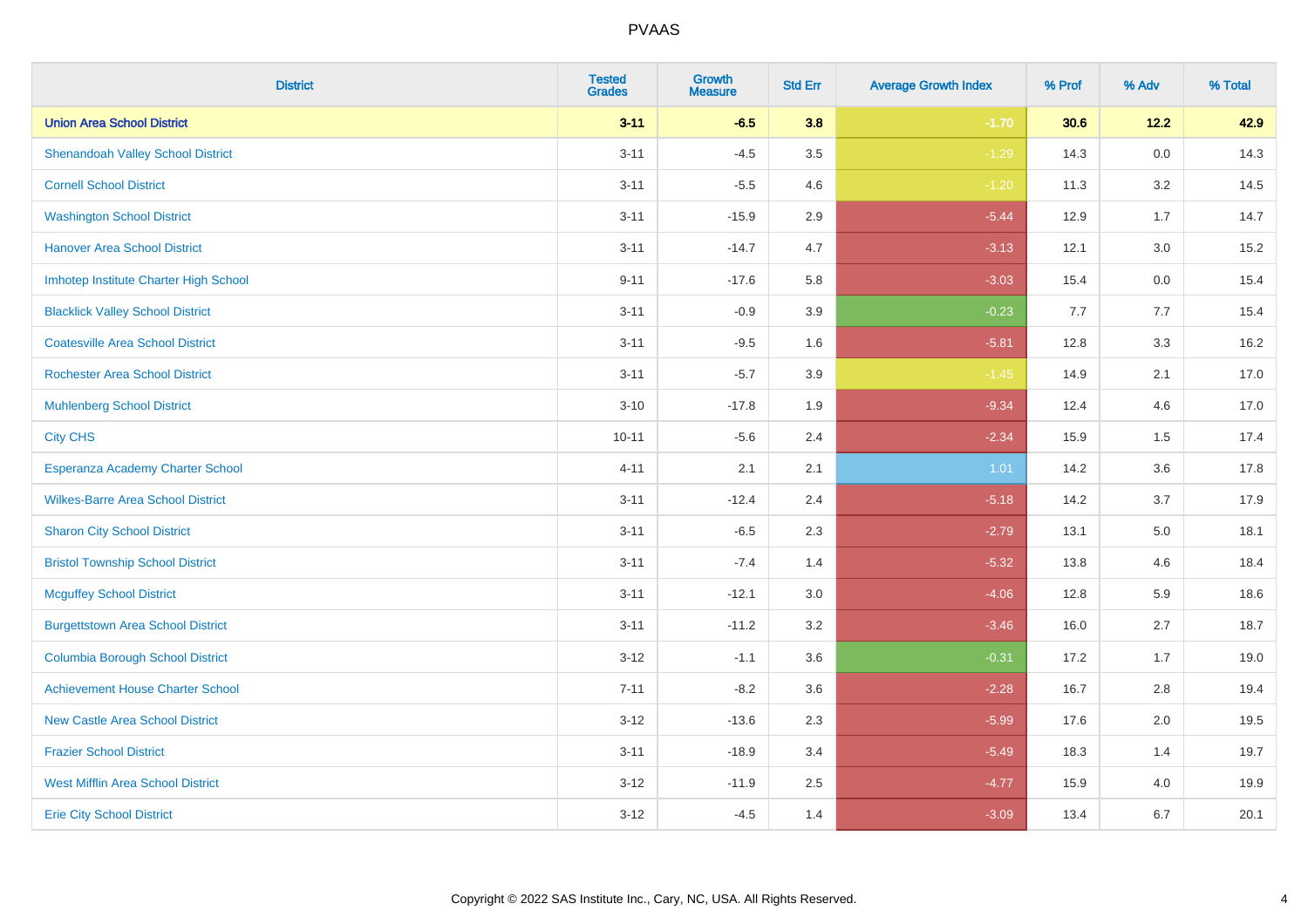| District | Tested Grades | Growth Measure | Std Err | Average Growth Index | % Prof | % Adv | % Total |
|---|---|---|---|---|---|---|---|
| **Union Area School District** | **3-11** | **-6.5** | **3.8** | **-1.70** | **30.6** | **12.2** | **42.9** |
| Shenandoah Valley School District | 3-11 | -4.5 | 3.5 | -1.29 | 14.3 | 0.0 | 14.3 |
| Cornell School District | 3-11 | -5.5 | 4.6 | -1.20 | 11.3 | 3.2 | 14.5 |
| Washington School District | 3-11 | -15.9 | 2.9 | -5.44 | 12.9 | 1.7 | 14.7 |
| Hanover Area School District | 3-11 | -14.7 | 4.7 | -3.13 | 12.1 | 3.0 | 15.2 |
| Imhotep Institute Charter High School | 9-11 | -17.6 | 5.8 | -3.03 | 15.4 | 0.0 | 15.4 |
| Blacklick Valley School District | 3-11 | -0.9 | 3.9 | -0.23 | 7.7 | 7.7 | 15.4 |
| Coatesville Area School District | 3-11 | -9.5 | 1.6 | -5.81 | 12.8 | 3.3 | 16.2 |
| Rochester Area School District | 3-11 | -5.7 | 3.9 | -1.45 | 14.9 | 2.1 | 17.0 |
| Muhlenberg School District | 3-10 | -17.8 | 1.9 | -9.34 | 12.4 | 4.6 | 17.0 |
| City CHS | 10-11 | -5.6 | 2.4 | -2.34 | 15.9 | 1.5 | 17.4 |
| Esperanza Academy Charter School | 4-11 | 2.1 | 2.1 | 1.01 | 14.2 | 3.6 | 17.8 |
| Wilkes-Barre Area School District | 3-11 | -12.4 | 2.4 | -5.18 | 14.2 | 3.7 | 17.9 |
| Sharon City School District | 3-11 | -6.5 | 2.3 | -2.79 | 13.1 | 5.0 | 18.1 |
| Bristol Township School District | 3-11 | -7.4 | 1.4 | -5.32 | 13.8 | 4.6 | 18.4 |
| Mcguffey School District | 3-11 | -12.1 | 3.0 | -4.06 | 12.8 | 5.9 | 18.6 |
| Burgettstown Area School District | 3-11 | -11.2 | 3.2 | -3.46 | 16.0 | 2.7 | 18.7 |
| Columbia Borough School District | 3-12 | -1.1 | 3.6 | -0.31 | 17.2 | 1.7 | 19.0 |
| Achievement House Charter School | 7-11 | -8.2 | 3.6 | -2.28 | 16.7 | 2.8 | 19.4 |
| New Castle Area School District | 3-12 | -13.6 | 2.3 | -5.99 | 17.6 | 2.0 | 19.5 |
| Frazier School District | 3-11 | -18.9 | 3.4 | -5.49 | 18.3 | 1.4 | 19.7 |
| West Mifflin Area School District | 3-12 | -11.9 | 2.5 | -4.77 | 15.9 | 4.0 | 19.9 |
| Erie City School District | 3-12 | -4.5 | 1.4 | -3.09 | 13.4 | 6.7 | 20.1 |

Copyright © 2022 SAS Institute Inc., Cary, NC, USA. All Rights Reserved.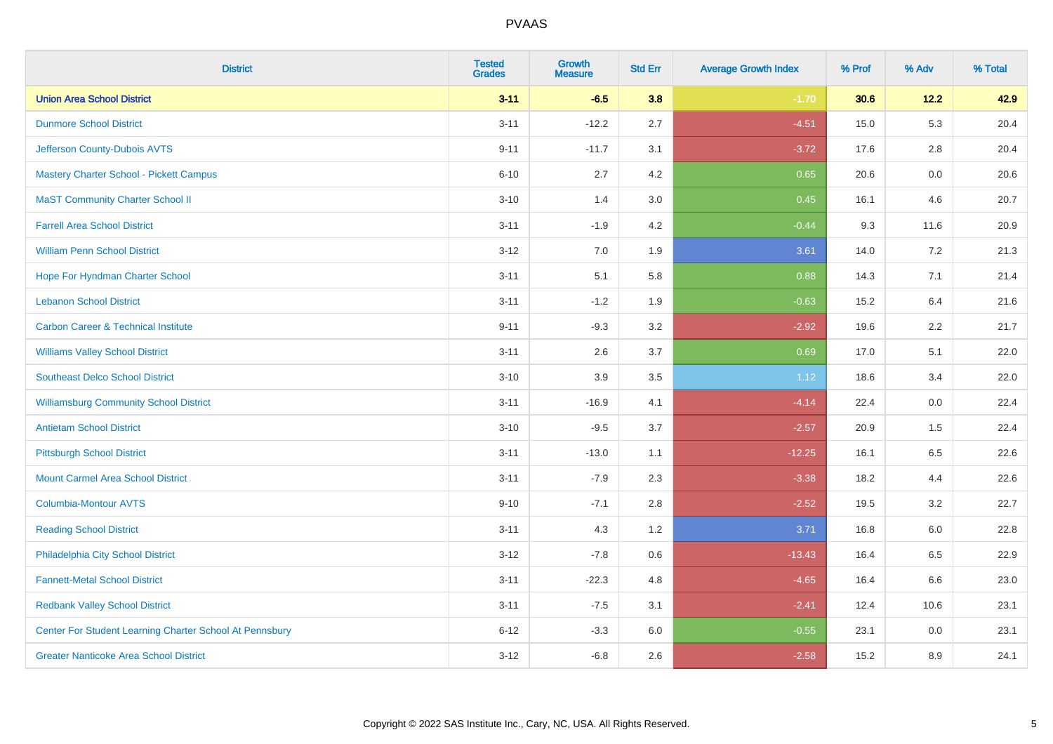| District | Tested Grades | Growth Measure | Std Err | Average Growth Index | % Prof | % Adv | % Total |
|---|---|---|---|---|---|---|---|
| **Union Area School District** | **3-11** | **-6.5** | **3.8** | **-1.70** | **30.6** | **12.2** | **42.9** |
| Dunmore School District | 3-11 | -12.2 | 2.7 | -4.51 | 15.0 | 5.3 | 20.4 |
| Jefferson County-Dubois AVTS | 9-11 | -11.7 | 3.1 | -3.72 | 17.6 | 2.8 | 20.4 |
| Mastery Charter School - Pickett Campus | 6-10 | 2.7 | 4.2 | 0.65 | 20.6 | 0.0 | 20.6 |
| MaST Community Charter School II | 3-10 | 1.4 | 3.0 | 0.45 | 16.1 | 4.6 | 20.7 |
| Farrell Area School District | 3-11 | -1.9 | 4.2 | -0.44 | 9.3 | 11.6 | 20.9 |
| William Penn School District | 3-12 | 7.0 | 1.9 | 3.61 | 14.0 | 7.2 | 21.3 |
| Hope For Hyndman Charter School | 3-11 | 5.1 | 5.8 | 0.88 | 14.3 | 7.1 | 21.4 |
| Lebanon School District | 3-11 | -1.2 | 1.9 | -0.63 | 15.2 | 6.4 | 21.6 |
| Carbon Career & Technical Institute | 9-11 | -9.3 | 3.2 | -2.92 | 19.6 | 2.2 | 21.7 |
| Williams Valley School District | 3-11 | 2.6 | 3.7 | 0.69 | 17.0 | 5.1 | 22.0 |
| Southeast Delco School District | 3-10 | 3.9 | 3.5 | 1.12 | 18.6 | 3.4 | 22.0 |
| Williamsburg Community School District | 3-11 | -16.9 | 4.1 | -4.14 | 22.4 | 0.0 | 22.4 |
| Antietam School District | 3-10 | -9.5 | 3.7 | -2.57 | 20.9 | 1.5 | 22.4 |
| Pittsburgh School District | 3-11 | -13.0 | 1.1 | -12.25 | 16.1 | 6.5 | 22.6 |
| Mount Carmel Area School District | 3-11 | -7.9 | 2.3 | -3.38 | 18.2 | 4.4 | 22.6 |
| Columbia-Montour AVTS | 9-10 | -7.1 | 2.8 | -2.52 | 19.5 | 3.2 | 22.7 |
| Reading School District | 3-11 | 4.3 | 1.2 | 3.71 | 16.8 | 6.0 | 22.8 |
| Philadelphia City School District | 3-12 | -7.8 | 0.6 | -13.43 | 16.4 | 6.5 | 22.9 |
| Fannett-Metal School District | 3-11 | -22.3 | 4.8 | -4.65 | 16.4 | 6.6 | 23.0 |
| Redbank Valley School District | 3-11 | -7.5 | 3.1 | -2.41 | 12.4 | 10.6 | 23.1 |
| Center For Student Learning Charter School At Pennsbury | 6-12 | -3.3 | 6.0 | -0.55 | 23.1 | 0.0 | 23.1 |
| Greater Nanticoke Area School District | 3-12 | -6.8 | 2.6 | -2.58 | 15.2 | 8.9 | 24.1 |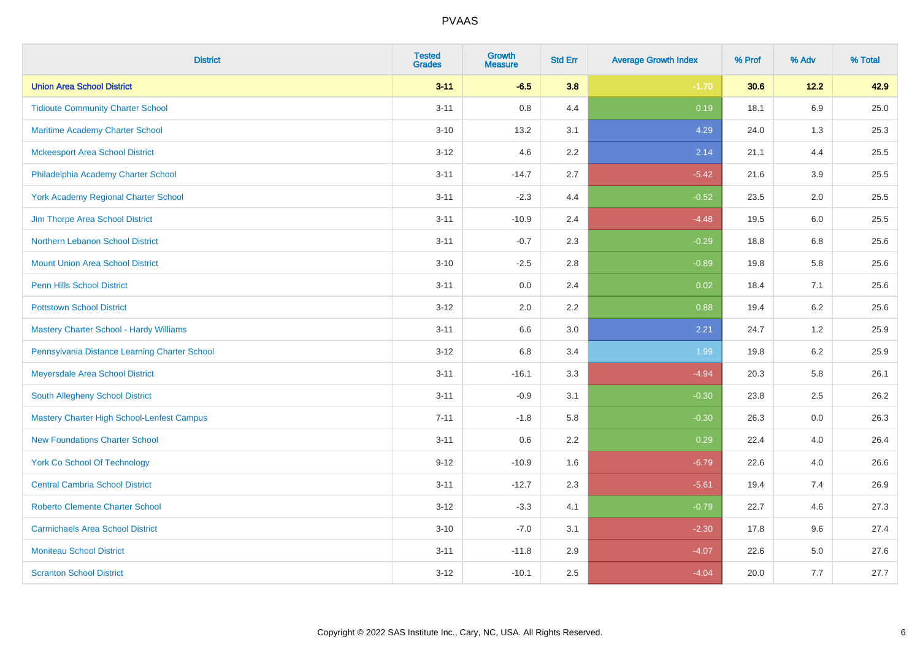| District | Tested Grades | Growth Measure | Std Err | Average Growth Index | % Prof | % Adv | % Total |
|---|---|---|---|---|---|---|---|
| **Union Area School District** | **3-11** | **-6.5** | **3.8** | **-1.70** | **30.6** | **12.2** | **42.9** |
| Tidioute Community Charter School | 3-11 | 0.8 | 4.4 | 0.19 | 18.1 | 6.9 | 25.0 |
| Maritime Academy Charter School | 3-10 | 13.2 | 3.1 | 4.29 | 24.0 | 1.3 | 25.3 |
| Mckeesport Area School District | 3-12 | 4.6 | 2.2 | 2.14 | 21.1 | 4.4 | 25.5 |
| Philadelphia Academy Charter School | 3-11 | -14.7 | 2.7 | -5.42 | 21.6 | 3.9 | 25.5 |
| York Academy Regional Charter School | 3-11 | -2.3 | 4.4 | -0.52 | 23.5 | 2.0 | 25.5 |
| Jim Thorpe Area School District | 3-11 | -10.9 | 2.4 | -4.48 | 19.5 | 6.0 | 25.5 |
| Northern Lebanon School District | 3-11 | -0.7 | 2.3 | -0.29 | 18.8 | 6.8 | 25.6 |
| Mount Union Area School District | 3-10 | -2.5 | 2.8 | -0.89 | 19.8 | 5.8 | 25.6 |
| Penn Hills School District | 3-11 | 0.0 | 2.4 | 0.02 | 18.4 | 7.1 | 25.6 |
| Pottstown School District | 3-12 | 2.0 | 2.2 | 0.88 | 19.4 | 6.2 | 25.6 |
| Mastery Charter School - Hardy Williams | 3-11 | 6.6 | 3.0 | 2.21 | 24.7 | 1.2 | 25.9 |
| Pennsylvania Distance Learning Charter School | 3-12 | 6.8 | 3.4 | 1.99 | 19.8 | 6.2 | 25.9 |
| Meyersdale Area School District | 3-11 | -16.1 | 3.3 | -4.94 | 20.3 | 5.8 | 26.1 |
| South Allegheny School District | 3-11 | -0.9 | 3.1 | -0.30 | 23.8 | 2.5 | 26.2 |
| Mastery Charter High School-Lenfest Campus | 7-11 | -1.8 | 5.8 | -0.30 | 26.3 | 0.0 | 26.3 |
| New Foundations Charter School | 3-11 | 0.6 | 2.2 | 0.29 | 22.4 | 4.0 | 26.4 |
| York Co School Of Technology | 9-12 | -10.9 | 1.6 | -6.79 | 22.6 | 4.0 | 26.6 |
| Central Cambria School District | 3-11 | -12.7 | 2.3 | -5.61 | 19.4 | 7.4 | 26.9 |
| Roberto Clemente Charter School | 3-12 | -3.3 | 4.1 | -0.79 | 22.7 | 4.6 | 27.3 |
| Carmichaels Area School District | 3-10 | -7.0 | 3.1 | -2.30 | 17.8 | 9.6 | 27.4 |
| Moniteau School District | 3-11 | -11.8 | 2.9 | -4.07 | 22.6 | 5.0 | 27.6 |
| Scranton School District | 3-12 | -10.1 | 2.5 | -4.04 | 20.0 | 7.7 | 27.7 |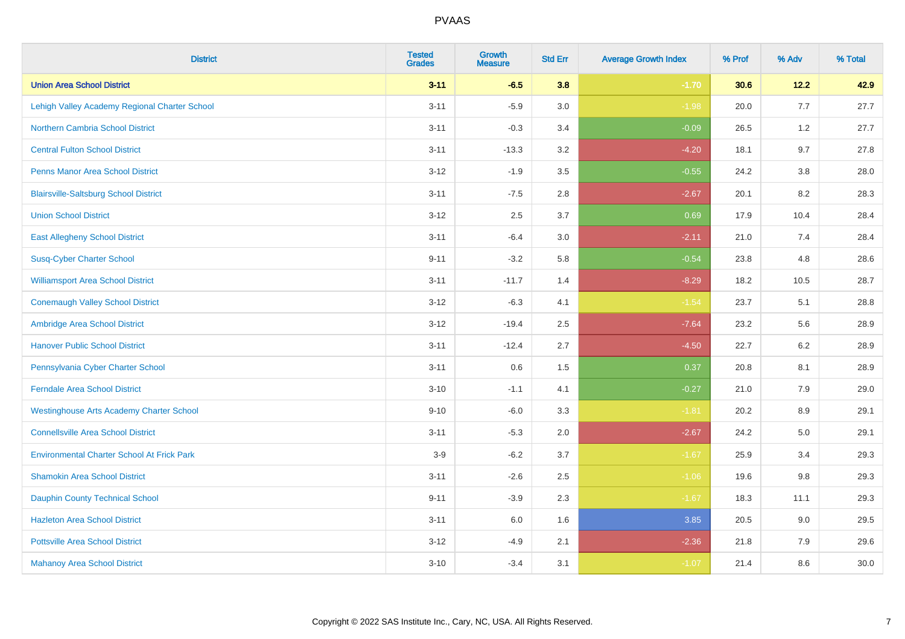# PVAAS

| District | Tested Grades | Growth Measure | Std Err | Average Growth Index | % Prof | % Adv | % Total |
|---|---|---|---|---|---|---|---|
| **Union Area School District** | **3-11** | **-6.5** | **3.8** | **-1.70** | **30.6** | **12.2** | **42.9** |
| Lehigh Valley Academy Regional Charter School | 3-11 | -5.9 | 3.0 | -1.98 | 20.0 | 7.7 | 27.7 |
| Northern Cambria School District | 3-11 | -0.3 | 3.4 | -0.09 | 26.5 | 1.2 | 27.7 |
| Central Fulton School District | 3-11 | -13.3 | 3.2 | -4.20 | 18.1 | 9.7 | 27.8 |
| Penns Manor Area School District | 3-12 | -1.9 | 3.5 | -0.55 | 24.2 | 3.8 | 28.0 |
| Blairsville-Saltsburg School District | 3-11 | -7.5 | 2.8 | -2.67 | 20.1 | 8.2 | 28.3 |
| Union School District | 3-12 | 2.5 | 3.7 | 0.69 | 17.9 | 10.4 | 28.4 |
| East Allegheny School District | 3-11 | -6.4 | 3.0 | -2.11 | 21.0 | 7.4 | 28.4 |
| Susq-Cyber Charter School | 9-11 | -3.2 | 5.8 | -0.54 | 23.8 | 4.8 | 28.6 |
| Williamsport Area School District | 3-11 | -11.7 | 1.4 | -8.29 | 18.2 | 10.5 | 28.7 |
| Conemaugh Valley School District | 3-12 | -6.3 | 4.1 | -1.54 | 23.7 | 5.1 | 28.8 |
| Ambridge Area School District | 3-12 | -19.4 | 2.5 | -7.64 | 23.2 | 5.6 | 28.9 |
| Hanover Public School District | 3-11 | -12.4 | 2.7 | -4.50 | 22.7 | 6.2 | 28.9 |
| Pennsylvania Cyber Charter School | 3-11 | 0.6 | 1.5 | 0.37 | 20.8 | 8.1 | 28.9 |
| Ferndale Area School District | 3-10 | -1.1 | 4.1 | -0.27 | 21.0 | 7.9 | 29.0 |
| Westinghouse Arts Academy Charter School | 9-10 | -6.0 | 3.3 | -1.81 | 20.2 | 8.9 | 29.1 |
| Connellsville Area School District | 3-11 | -5.3 | 2.0 | -2.67 | 24.2 | 5.0 | 29.1 |
| Environmental Charter School At Frick Park | 3-9 | -6.2 | 3.7 | -1.67 | 25.9 | 3.4 | 29.3 |
| Shamokin Area School District | 3-11 | -2.6 | 2.5 | -1.06 | 19.6 | 9.8 | 29.3 |
| Dauphin County Technical School | 9-11 | -3.9 | 2.3 | -1.67 | 18.3 | 11.1 | 29.3 |
| Hazleton Area School District | 3-11 | 6.0 | 1.6 | 3.85 | 20.5 | 9.0 | 29.5 |
| Pottsville Area School District | 3-12 | -4.9 | 2.1 | -2.36 | 21.8 | 7.9 | 29.6 |
| Mahanoy Area School District | 3-10 | -3.4 | 3.1 | -1.07 | 21.4 | 8.6 | 30.0 |

Copyright © 2022 SAS Institute Inc., Cary, NC, USA. All Rights Reserved.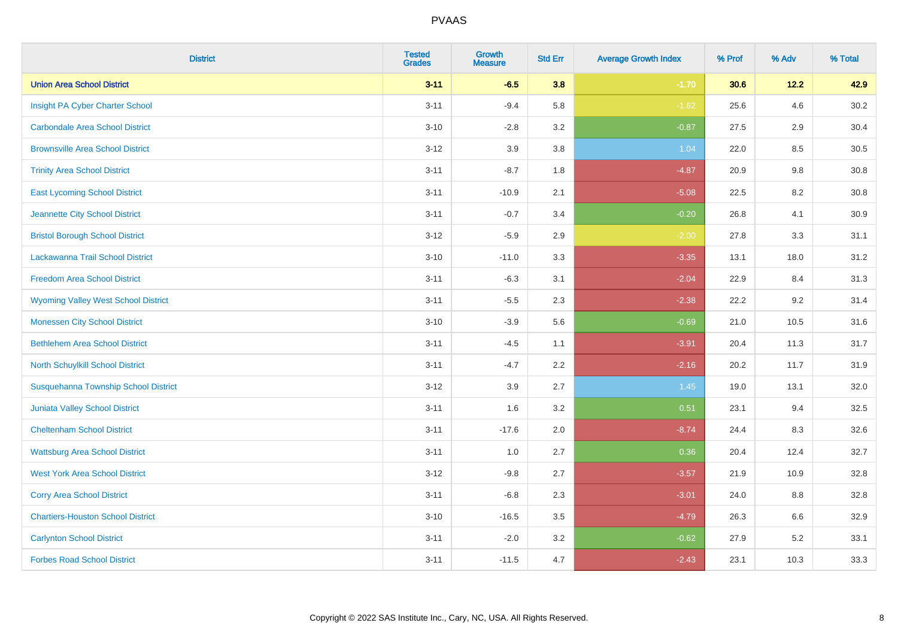| District | Tested Grades | Growth Measure | Std Err | Average Growth Index | % Prof | % Adv | % Total |
|---|---|---|---|---|---|---|---|
| **Union Area School District** | **3-11** | **-6.5** | **3.8** | **-1.70** | **30.6** | **12.2** | **42.9** |
| Insight PA Cyber Charter School | 3-11 | -9.4 | 5.8 | -1.62 | 25.6 | 4.6 | 30.2 |
| Carbondale Area School District | 3-10 | -2.8 | 3.2 | -0.87 | 27.5 | 2.9 | 30.4 |
| Brownsville Area School District | 3-12 | 3.9 | 3.8 | 1.04 | 22.0 | 8.5 | 30.5 |
| Trinity Area School District | 3-11 | -8.7 | 1.8 | -4.87 | 20.9 | 9.8 | 30.8 |
| East Lycoming School District | 3-11 | -10.9 | 2.1 | -5.08 | 22.5 | 8.2 | 30.8 |
| Jeannette City School District | 3-11 | -0.7 | 3.4 | -0.20 | 26.8 | 4.1 | 30.9 |
| Bristol Borough School District | 3-12 | -5.9 | 2.9 | -2.00 | 27.8 | 3.3 | 31.1 |
| Lackawanna Trail School District | 3-10 | -11.0 | 3.3 | -3.35 | 13.1 | 18.0 | 31.2 |
| Freedom Area School District | 3-11 | -6.3 | 3.1 | -2.04 | 22.9 | 8.4 | 31.3 |
| Wyoming Valley West School District | 3-11 | -5.5 | 2.3 | -2.38 | 22.2 | 9.2 | 31.4 |
| Monessen City School District | 3-10 | -3.9 | 5.6 | -0.69 | 21.0 | 10.5 | 31.6 |
| Bethlehem Area School District | 3-11 | -4.5 | 1.1 | -3.91 | 20.4 | 11.3 | 31.7 |
| North Schuylkill School District | 3-11 | -4.7 | 2.2 | -2.16 | 20.2 | 11.7 | 31.9 |
| Susquehanna Township School District | 3-12 | 3.9 | 2.7 | 1.45 | 19.0 | 13.1 | 32.0 |
| Juniata Valley School District | 3-11 | 1.6 | 3.2 | 0.51 | 23.1 | 9.4 | 32.5 |
| Cheltenham School District | 3-11 | -17.6 | 2.0 | -8.74 | 24.4 | 8.3 | 32.6 |
| Wattsburg Area School District | 3-11 | 1.0 | 2.7 | 0.36 | 20.4 | 12.4 | 32.7 |
| West York Area School District | 3-12 | -9.8 | 2.7 | -3.57 | 21.9 | 10.9 | 32.8 |
| Corry Area School District | 3-11 | -6.8 | 2.3 | -3.01 | 24.0 | 8.8 | 32.8 |
| Chartiers-Houston School District | 3-10 | -16.5 | 3.5 | -4.79 | 26.3 | 6.6 | 32.9 |
| Carlynton School District | 3-11 | -2.0 | 3.2 | -0.62 | 27.9 | 5.2 | 33.1 |
| Forbes Road School District | 3-11 | -11.5 | 4.7 | -2.43 | 23.1 | 10.3 | 33.3 |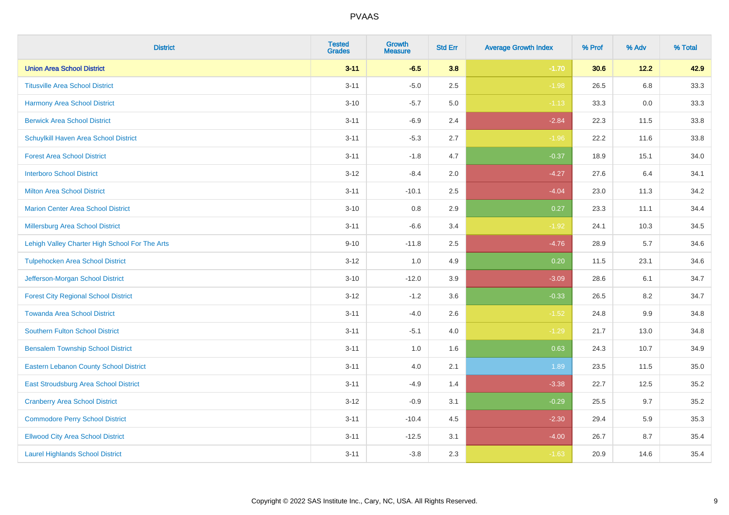# PVAAS

| District | Tested Grades | Growth Measure | Std Err | Average Growth Index | % Prof | % Adv | % Total |
|---|---|---|---|---|---|---|---|
| **Union Area School District** | **3-11** | **-6.5** | **3.8** | **-1.70** | **30.6** | **12.2** | **42.9** |
| Titusville Area School District | 3-11 | -5.0 | 2.5 | -1.98 | 26.5 | 6.8 | 33.3 |
| Harmony Area School District | 3-10 | -5.7 | 5.0 | -1.13 | 33.3 | 0.0 | 33.3 |
| Berwick Area School District | 3-11 | -6.9 | 2.4 | -2.84 | 22.3 | 11.5 | 33.8 |
| Schuylkill Haven Area School District | 3-11 | -5.3 | 2.7 | -1.96 | 22.2 | 11.6 | 33.8 |
| Forest Area School District | 3-11 | -1.8 | 4.7 | -0.37 | 18.9 | 15.1 | 34.0 |
| Interboro School District | 3-12 | -8.4 | 2.0 | -4.27 | 27.6 | 6.4 | 34.1 |
| Milton Area School District | 3-11 | -10.1 | 2.5 | -4.04 | 23.0 | 11.3 | 34.2 |
| Marion Center Area School District | 3-10 | 0.8 | 2.9 | 0.27 | 23.3 | 11.1 | 34.4 |
| Millersburg Area School District | 3-11 | -6.6 | 3.4 | -1.92 | 24.1 | 10.3 | 34.5 |
| Lehigh Valley Charter High School For The Arts | 9-10 | -11.8 | 2.5 | -4.76 | 28.9 | 5.7 | 34.6 |
| Tulpehocken Area School District | 3-12 | 1.0 | 4.9 | 0.20 | 11.5 | 23.1 | 34.6 |
| Jefferson-Morgan School District | 3-10 | -12.0 | 3.9 | -3.09 | 28.6 | 6.1 | 34.7 |
| Forest City Regional School District | 3-12 | -1.2 | 3.6 | -0.33 | 26.5 | 8.2 | 34.7 |
| Towanda Area School District | 3-11 | -4.0 | 2.6 | -1.52 | 24.8 | 9.9 | 34.8 |
| Southern Fulton School District | 3-11 | -5.1 | 4.0 | -1.29 | 21.7 | 13.0 | 34.8 |
| Bensalem Township School District | 3-11 | 1.0 | 1.6 | 0.63 | 24.3 | 10.7 | 34.9 |
| Eastern Lebanon County School District | 3-11 | 4.0 | 2.1 | 1.89 | 23.5 | 11.5 | 35.0 |
| East Stroudsburg Area School District | 3-11 | -4.9 | 1.4 | -3.38 | 22.7 | 12.5 | 35.2 |
| Cranberry Area School District | 3-12 | -0.9 | 3.1 | -0.29 | 25.5 | 9.7 | 35.2 |
| Commodore Perry School District | 3-11 | -10.4 | 4.5 | -2.30 | 29.4 | 5.9 | 35.3 |
| Ellwood City Area School District | 3-11 | -12.5 | 3.1 | -4.00 | 26.7 | 8.7 | 35.4 |
| Laurel Highlands School District | 3-11 | -3.8 | 2.3 | -1.63 | 20.9 | 14.6 | 35.4 |

Copyright © 2022 SAS Institute Inc., Cary, NC, USA. All Rights Reserved.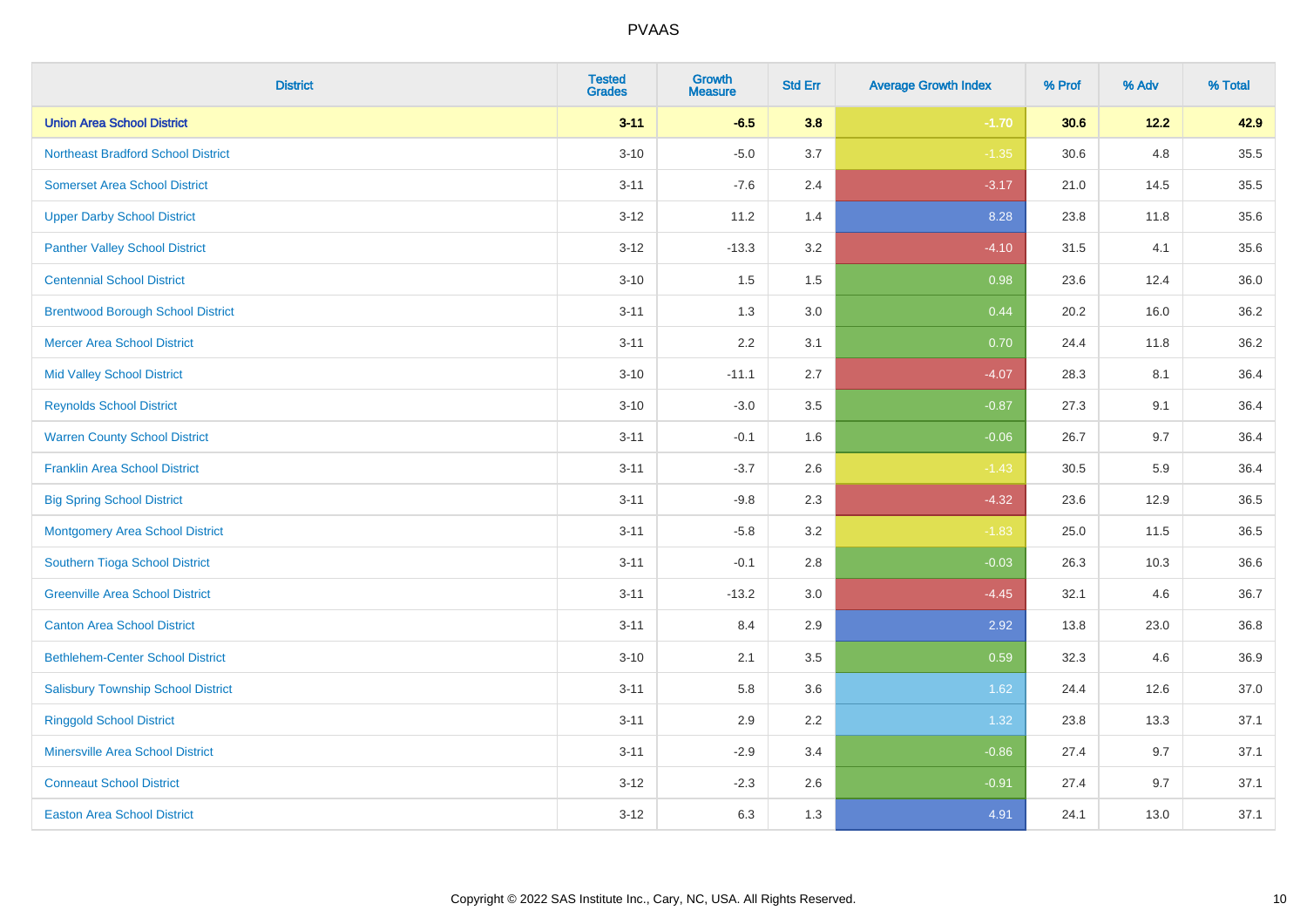# PVAAS

| District | Tested Grades | Growth Measure | Std Err | Average Growth Index | % Prof | % Adv | % Total |
|---|---|---|---|---|---|---|---|
| **Union Area School District** | **3-11** | **-6.5** | **3.8** | **-1.70** | **30.6** | **12.2** | **42.9** |
| Northeast Bradford School District | 3-10 | -5.0 | 3.7 | -1.35 | 30.6 | 4.8 | 35.5 |
| Somerset Area School District | 3-11 | -7.6 | 2.4 | -3.17 | 21.0 | 14.5 | 35.5 |
| Upper Darby School District | 3-12 | 11.2 | 1.4 | 8.28 | 23.8 | 11.8 | 35.6 |
| Panther Valley School District | 3-12 | -13.3 | 3.2 | -4.10 | 31.5 | 4.1 | 35.6 |
| Centennial School District | 3-10 | 1.5 | 1.5 | 0.98 | 23.6 | 12.4 | 36.0 |
| Brentwood Borough School District | 3-11 | 1.3 | 3.0 | 0.44 | 20.2 | 16.0 | 36.2 |
| Mercer Area School District | 3-11 | 2.2 | 3.1 | 0.70 | 24.4 | 11.8 | 36.2 |
| Mid Valley School District | 3-10 | -11.1 | 2.7 | -4.07 | 28.3 | 8.1 | 36.4 |
| Reynolds School District | 3-10 | -3.0 | 3.5 | -0.87 | 27.3 | 9.1 | 36.4 |
| Warren County School District | 3-11 | -0.1 | 1.6 | -0.06 | 26.7 | 9.7 | 36.4 |
| Franklin Area School District | 3-11 | -3.7 | 2.6 | -1.43 | 30.5 | 5.9 | 36.4 |
| Big Spring School District | 3-11 | -9.8 | 2.3 | -4.32 | 23.6 | 12.9 | 36.5 |
| Montgomery Area School District | 3-11 | -5.8 | 3.2 | -1.83 | 25.0 | 11.5 | 36.5 |
| Southern Tioga School District | 3-11 | -0.1 | 2.8 | -0.03 | 26.3 | 10.3 | 36.6 |
| Greenville Area School District | 3-11 | -13.2 | 3.0 | -4.45 | 32.1 | 4.6 | 36.7 |
| Canton Area School District | 3-11 | 8.4 | 2.9 | 2.92 | 13.8 | 23.0 | 36.8 |
| Bethlehem-Center School District | 3-10 | 2.1 | 3.5 | 0.59 | 32.3 | 4.6 | 36.9 |
| Salisbury Township School District | 3-11 | 5.8 | 3.6 | 1.62 | 24.4 | 12.6 | 37.0 |
| Ringgold School District | 3-11 | 2.9 | 2.2 | 1.32 | 23.8 | 13.3 | 37.1 |
| Minersville Area School District | 3-11 | -2.9 | 3.4 | -0.86 | 27.4 | 9.7 | 37.1 |
| Conneaut School District | 3-12 | -2.3 | 2.6 | -0.91 | 27.4 | 9.7 | 37.1 |
| Easton Area School District | 3-12 | 6.3 | 1.3 | 4.91 | 24.1 | 13.0 | 37.1 |

Copyright © 2022 SAS Institute Inc., Cary, NC, USA. All Rights Reserved.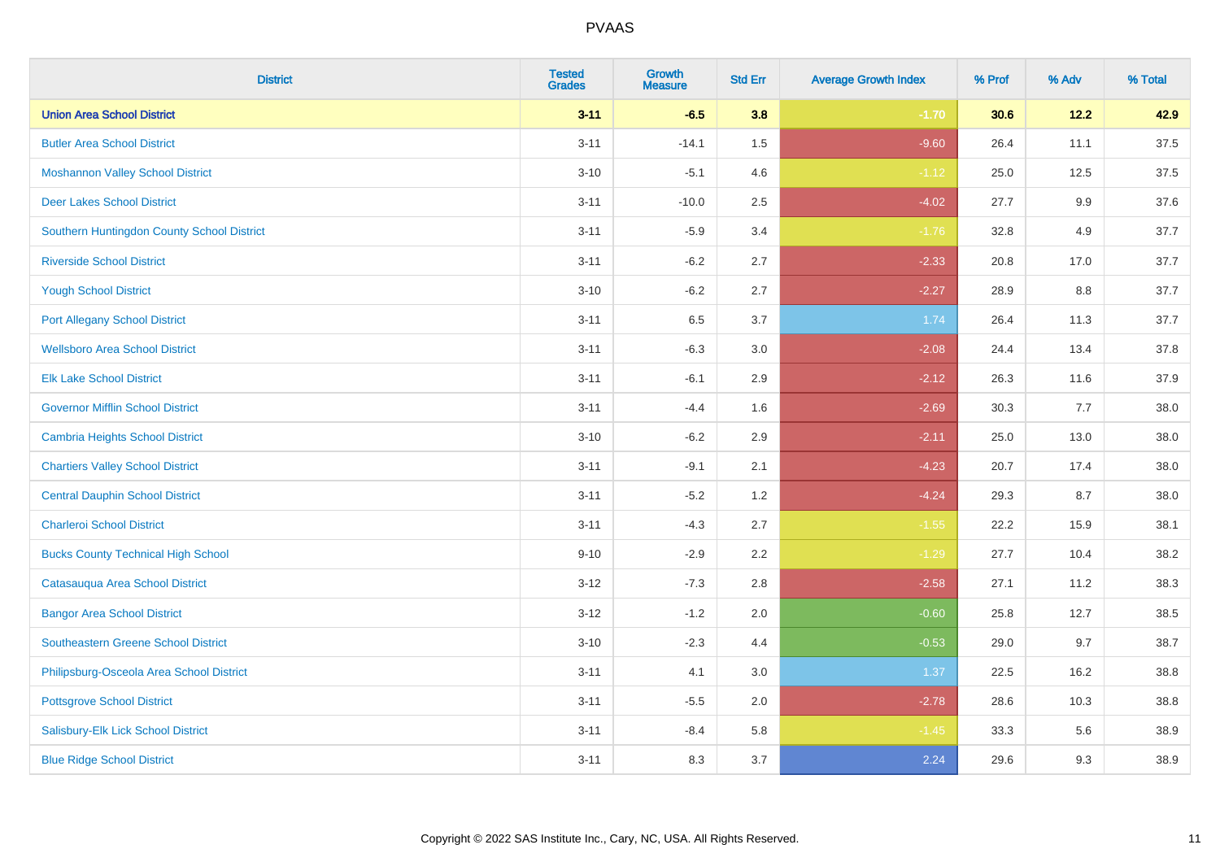| District | Tested Grades | Growth Measure | Std Err | Average Growth Index | % Prof | % Adv | % Total |
|---|---|---|---|---|---|---|---|
| **Union Area School District** | **3-11** | **-6.5** | **3.8** | **-1.70** | **30.6** | **12.2** | **42.9** |
| Butler Area School District | 3-11 | -14.1 | 1.5 | -9.60 | 26.4 | 11.1 | 37.5 |
| Moshannon Valley School District | 3-10 | -5.1 | 4.6 | -1.12 | 25.0 | 12.5 | 37.5 |
| Deer Lakes School District | 3-11 | -10.0 | 2.5 | -4.02 | 27.7 | 9.9 | 37.6 |
| Southern Huntingdon County School District | 3-11 | -5.9 | 3.4 | -1.76 | 32.8 | 4.9 | 37.7 |
| Riverside School District | 3-11 | -6.2 | 2.7 | -2.33 | 20.8 | 17.0 | 37.7 |
| Yough School District | 3-10 | -6.2 | 2.7 | -2.27 | 28.9 | 8.8 | 37.7 |
| Port Allegany School District | 3-11 | 6.5 | 3.7 | 1.74 | 26.4 | 11.3 | 37.7 |
| Wellsboro Area School District | 3-11 | -6.3 | 3.0 | -2.08 | 24.4 | 13.4 | 37.8 |
| Elk Lake School District | 3-11 | -6.1 | 2.9 | -2.12 | 26.3 | 11.6 | 37.9 |
| Governor Mifflin School District | 3-11 | -4.4 | 1.6 | -2.69 | 30.3 | 7.7 | 38.0 |
| Cambria Heights School District | 3-10 | -6.2 | 2.9 | -2.11 | 25.0 | 13.0 | 38.0 |
| Chartiers Valley School District | 3-11 | -9.1 | 2.1 | -4.23 | 20.7 | 17.4 | 38.0 |
| Central Dauphin School District | 3-11 | -5.2 | 1.2 | -4.24 | 29.3 | 8.7 | 38.0 |
| Charleroi School District | 3-11 | -4.3 | 2.7 | -1.55 | 22.2 | 15.9 | 38.1 |
| Bucks County Technical High School | 9-10 | -2.9 | 2.2 | -1.29 | 27.7 | 10.4 | 38.2 |
| Catasauqua Area School District | 3-12 | -7.3 | 2.8 | -2.58 | 27.1 | 11.2 | 38.3 |
| Bangor Area School District | 3-12 | -1.2 | 2.0 | -0.60 | 25.8 | 12.7 | 38.5 |
| Southeastern Greene School District | 3-10 | -2.3 | 4.4 | -0.53 | 29.0 | 9.7 | 38.7 |
| Philipsburg-Osceola Area School District | 3-11 | 4.1 | 3.0 | 1.37 | 22.5 | 16.2 | 38.8 |
| Pottsgrove School District | 3-11 | -5.5 | 2.0 | -2.78 | 28.6 | 10.3 | 38.8 |
| Salisbury-Elk Lick School District | 3-11 | -8.4 | 5.8 | -1.45 | 33.3 | 5.6 | 38.9 |
| Blue Ridge School District | 3-11 | 8.3 | 3.7 | 2.24 | 29.6 | 9.3 | 38.9 |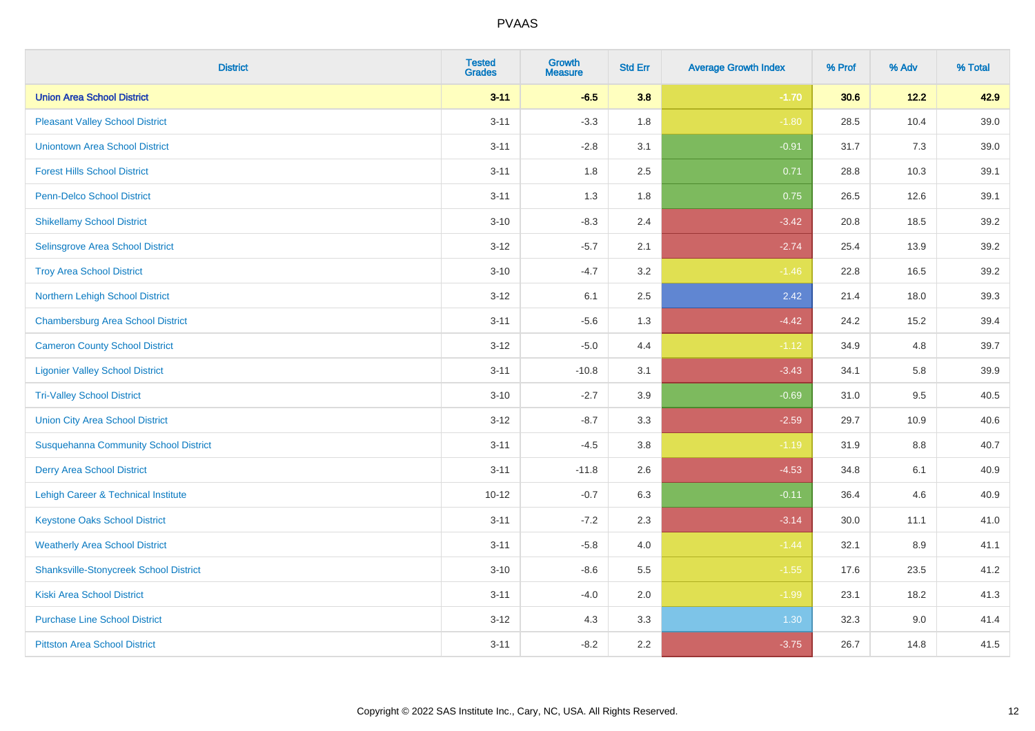# PVAAS

| District | Tested Grades | Growth Measure | Std Err | Average Growth Index | % Prof | % Adv | % Total |
|---|---|---|---|---|---|---|---|
| **Union Area School District** | **3-11** | **-6.5** | **3.8** | **-1.70** | **30.6** | **12.2** | **42.9** |
| Pleasant Valley School District | 3-11 | -3.3 | 1.8 | -1.80 | 28.5 | 10.4 | 39.0 |
| Uniontown Area School District | 3-11 | -2.8 | 3.1 | -0.91 | 31.7 | 7.3 | 39.0 |
| Forest Hills School District | 3-11 | 1.8 | 2.5 | 0.71 | 28.8 | 10.3 | 39.1 |
| Penn-Delco School District | 3-11 | 1.3 | 1.8 | 0.75 | 26.5 | 12.6 | 39.1 |
| Shikellamy School District | 3-10 | -8.3 | 2.4 | -3.42 | 20.8 | 18.5 | 39.2 |
| Selinsgrove Area School District | 3-12 | -5.7 | 2.1 | -2.74 | 25.4 | 13.9 | 39.2 |
| Troy Area School District | 3-10 | -4.7 | 3.2 | -1.46 | 22.8 | 16.5 | 39.2 |
| Northern Lehigh School District | 3-12 | 6.1 | 2.5 | 2.42 | 21.4 | 18.0 | 39.3 |
| Chambersburg Area School District | 3-11 | -5.6 | 1.3 | -4.42 | 24.2 | 15.2 | 39.4 |
| Cameron County School District | 3-12 | -5.0 | 4.4 | -1.12 | 34.9 | 4.8 | 39.7 |
| Ligonier Valley School District | 3-11 | -10.8 | 3.1 | -3.43 | 34.1 | 5.8 | 39.9 |
| Tri-Valley School District | 3-10 | -2.7 | 3.9 | -0.69 | 31.0 | 9.5 | 40.5 |
| Union City Area School District | 3-12 | -8.7 | 3.3 | -2.59 | 29.7 | 10.9 | 40.6 |
| Susquehanna Community School District | 3-11 | -4.5 | 3.8 | -1.19 | 31.9 | 8.8 | 40.7 |
| Derry Area School District | 3-11 | -11.8 | 2.6 | -4.53 | 34.8 | 6.1 | 40.9 |
| Lehigh Career & Technical Institute | 10-12 | -0.7 | 6.3 | -0.11 | 36.4 | 4.6 | 40.9 |
| Keystone Oaks School District | 3-11 | -7.2 | 2.3 | -3.14 | 30.0 | 11.1 | 41.0 |
| Weatherly Area School District | 3-11 | -5.8 | 4.0 | -1.44 | 32.1 | 8.9 | 41.1 |
| Shanksville-Stonycreek School District | 3-10 | -8.6 | 5.5 | -1.55 | 17.6 | 23.5 | 41.2 |
| Kiski Area School District | 3-11 | -4.0 | 2.0 | -1.99 | 23.1 | 18.2 | 41.3 |
| Purchase Line School District | 3-12 | 4.3 | 3.3 | 1.30 | 32.3 | 9.0 | 41.4 |
| Pittston Area School District | 3-11 | -8.2 | 2.2 | -3.75 | 26.7 | 14.8 | 41.5 |

Copyright © 2022 SAS Institute Inc., Cary, NC, USA. All Rights Reserved.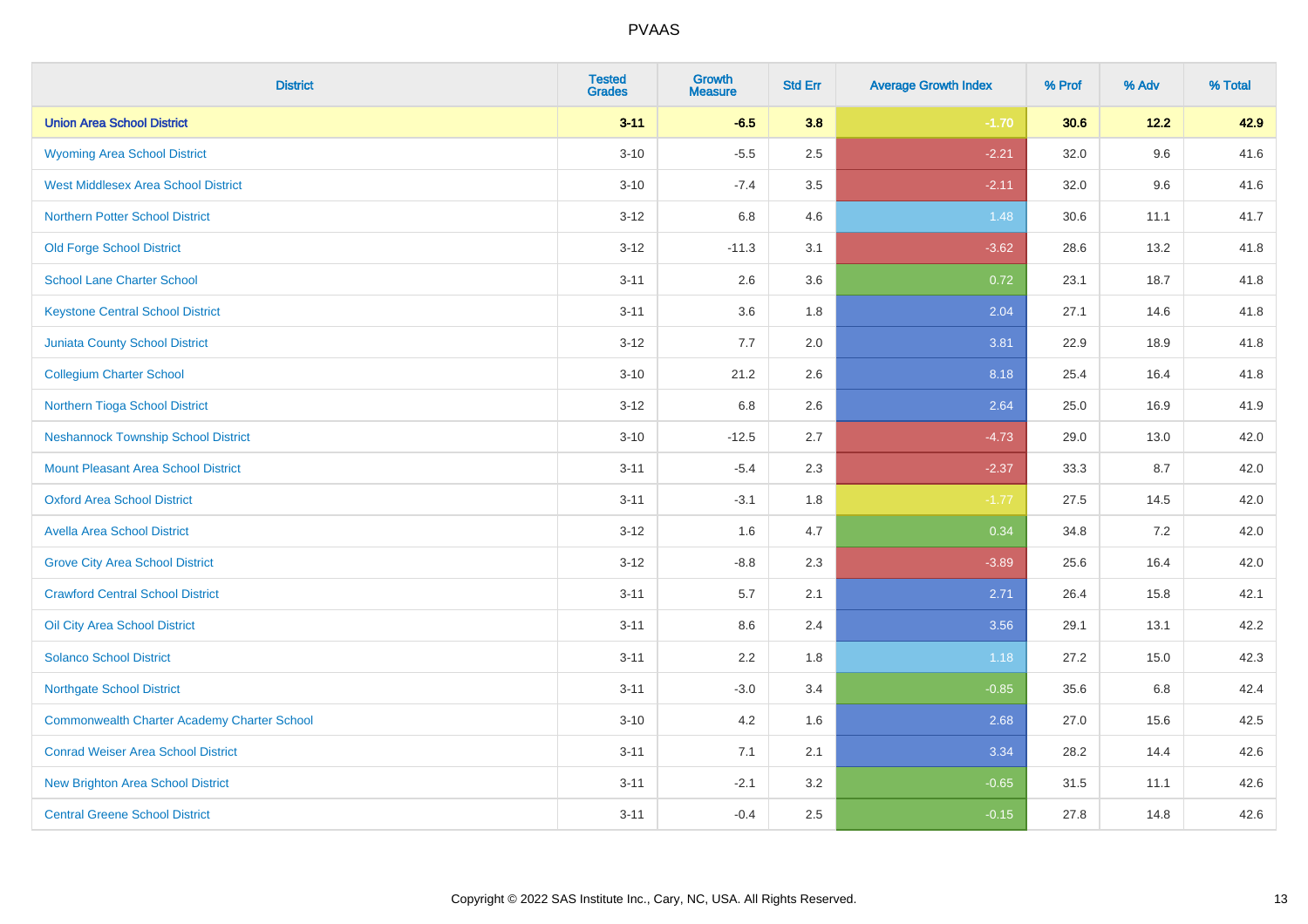# PVAAS

| District | Tested Grades | Growth Measure | Std Err | Average Growth Index | % Prof | % Adv | % Total |
|---|---|---|---|---|---|---|---|
| **Union Area School District** | **3-11** | **-6.5** | **3.8** | **-1.70** | **30.6** | **12.2** | **42.9** |
| Wyoming Area School District | 3-10 | -5.5 | 2.5 | -2.21 | 32.0 | 9.6 | 41.6 |
| West Middlesex Area School District | 3-10 | -7.4 | 3.5 | -2.11 | 32.0 | 9.6 | 41.6 |
| Northern Potter School District | 3-12 | 6.8 | 4.6 | 1.48 | 30.6 | 11.1 | 41.7 |
| Old Forge School District | 3-12 | -11.3 | 3.1 | -3.62 | 28.6 | 13.2 | 41.8 |
| School Lane Charter School | 3-11 | 2.6 | 3.6 | 0.72 | 23.1 | 18.7 | 41.8 |
| Keystone Central School District | 3-11 | 3.6 | 1.8 | 2.04 | 27.1 | 14.6 | 41.8 |
| Juniata County School District | 3-12 | 7.7 | 2.0 | 3.81 | 22.9 | 18.9 | 41.8 |
| Collegium Charter School | 3-10 | 21.2 | 2.6 | 8.18 | 25.4 | 16.4 | 41.8 |
| Northern Tioga School District | 3-12 | 6.8 | 2.6 | 2.64 | 25.0 | 16.9 | 41.9 |
| Neshannock Township School District | 3-10 | -12.5 | 2.7 | -4.73 | 29.0 | 13.0 | 42.0 |
| Mount Pleasant Area School District | 3-11 | -5.4 | 2.3 | -2.37 | 33.3 | 8.7 | 42.0 |
| Oxford Area School District | 3-11 | -3.1 | 1.8 | -1.77 | 27.5 | 14.5 | 42.0 |
| Avella Area School District | 3-12 | 1.6 | 4.7 | 0.34 | 34.8 | 7.2 | 42.0 |
| Grove City Area School District | 3-12 | -8.8 | 2.3 | -3.89 | 25.6 | 16.4 | 42.0 |
| Crawford Central School District | 3-11 | 5.7 | 2.1 | 2.71 | 26.4 | 15.8 | 42.1 |
| Oil City Area School District | 3-11 | 8.6 | 2.4 | 3.56 | 29.1 | 13.1 | 42.2 |
| Solanco School District | 3-11 | 2.2 | 1.8 | 1.18 | 27.2 | 15.0 | 42.3 |
| Northgate School District | 3-11 | -3.0 | 3.4 | -0.85 | 35.6 | 6.8 | 42.4 |
| Commonwealth Charter Academy Charter School | 3-10 | 4.2 | 1.6 | 2.68 | 27.0 | 15.6 | 42.5 |
| Conrad Weiser Area School District | 3-11 | 7.1 | 2.1 | 3.34 | 28.2 | 14.4 | 42.6 |
| New Brighton Area School District | 3-11 | -2.1 | 3.2 | -0.65 | 31.5 | 11.1 | 42.6 |
| Central Greene School District | 3-11 | -0.4 | 2.5 | -0.15 | 27.8 | 14.8 | 42.6 |

Copyright © 2022 SAS Institute Inc., Cary, NC, USA. All Rights Reserved.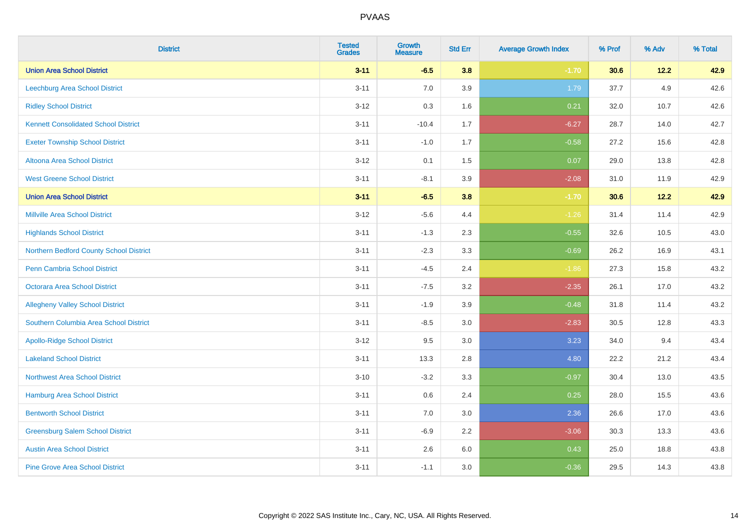| District | Tested Grades | Growth Measure | Std Err | Average Growth Index | % Prof | % Adv | % Total |
|---|---|---|---|---|---|---|---|
| **Union Area School District** | **3-11** | **-6.5** | **3.8** | **-1.70** | **30.6** | **12.2** | **42.9** |
| Leechburg Area School District | 3-11 | 7.0 | 3.9 | 1.79 | 37.7 | 4.9 | 42.6 |
| Ridley School District | 3-12 | 0.3 | 1.6 | 0.21 | 32.0 | 10.7 | 42.6 |
| Kennett Consolidated School District | 3-11 | -10.4 | 1.7 | -6.27 | 28.7 | 14.0 | 42.7 |
| Exeter Township School District | 3-11 | -1.0 | 1.7 | -0.58 | 27.2 | 15.6 | 42.8 |
| Altoona Area School District | 3-12 | 0.1 | 1.5 | 0.07 | 29.0 | 13.8 | 42.8 |
| West Greene School District | 3-11 | -8.1 | 3.9 | -2.08 | 31.0 | 11.9 | 42.9 |
| **Union Area School District** | **3-11** | **-6.5** | **3.8** | **-1.70** | **30.6** | **12.2** | **42.9** |
| Millville Area School District | 3-12 | -5.6 | 4.4 | -1.26 | 31.4 | 11.4 | 42.9 |
| Highlands School District | 3-11 | -1.3 | 2.3 | -0.55 | 32.6 | 10.5 | 43.0 |
| Northern Bedford County School District | 3-11 | -2.3 | 3.3 | -0.69 | 26.2 | 16.9 | 43.1 |
| Penn Cambria School District | 3-11 | -4.5 | 2.4 | -1.86 | 27.3 | 15.8 | 43.2 |
| Octorara Area School District | 3-11 | -7.5 | 3.2 | -2.35 | 26.1 | 17.0 | 43.2 |
| Allegheny Valley School District | 3-11 | -1.9 | 3.9 | -0.48 | 31.8 | 11.4 | 43.2 |
| Southern Columbia Area School District | 3-11 | -8.5 | 3.0 | -2.83 | 30.5 | 12.8 | 43.3 |
| Apollo-Ridge School District | 3-12 | 9.5 | 3.0 | 3.23 | 34.0 | 9.4 | 43.4 |
| Lakeland School District | 3-11 | 13.3 | 2.8 | 4.80 | 22.2 | 21.2 | 43.4 |
| Northwest Area School District | 3-10 | -3.2 | 3.3 | -0.97 | 30.4 | 13.0 | 43.5 |
| Hamburg Area School District | 3-11 | 0.6 | 2.4 | 0.25 | 28.0 | 15.5 | 43.6 |
| Bentworth School District | 3-11 | 7.0 | 3.0 | 2.36 | 26.6 | 17.0 | 43.6 |
| Greensburg Salem School District | 3-11 | -6.9 | 2.2 | -3.06 | 30.3 | 13.3 | 43.6 |
| Austin Area School District | 3-11 | 2.6 | 6.0 | 0.43 | 25.0 | 18.8 | 43.8 |
| Pine Grove Area School District | 3-11 | -1.1 | 3.0 | -0.36 | 29.5 | 14.3 | 43.8 |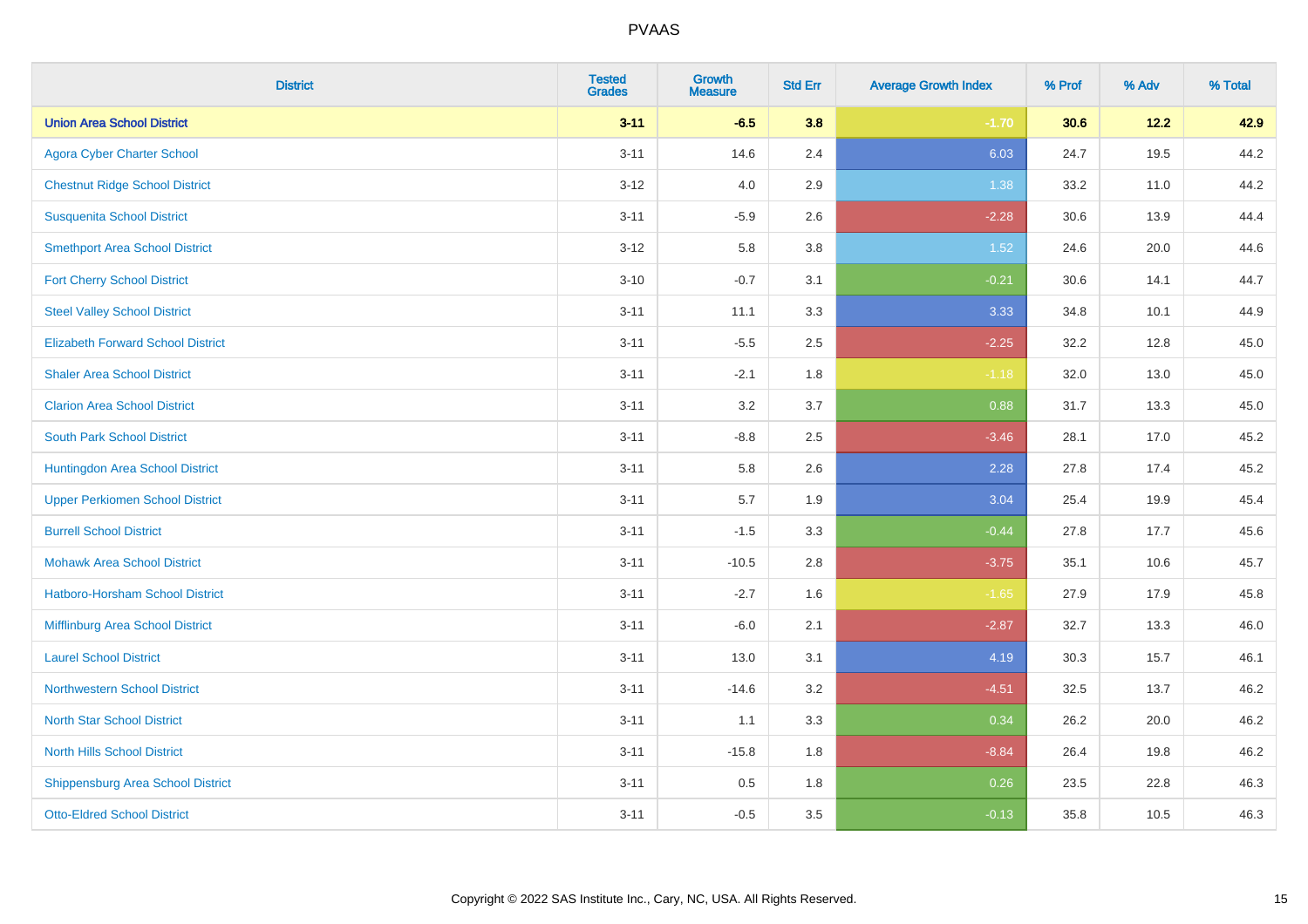# PVAAS

| District | Tested Grades | Growth Measure | Std Err | Average Growth Index | % Prof | % Adv | % Total |
|---|---|---|---|---|---|---|---|
| **Union Area School District** | **3-11** | **-6.5** | **3.8** | **-1.70** | **30.6** | **12.2** | **42.9** |
| Agora Cyber Charter School | 3-11 | 14.6 | 2.4 | 6.03 | 24.7 | 19.5 | 44.2 |
| Chestnut Ridge School District | 3-12 | 4.0 | 2.9 | 1.38 | 33.2 | 11.0 | 44.2 |
| Susquenita School District | 3-11 | -5.9 | 2.6 | -2.28 | 30.6 | 13.9 | 44.4 |
| Smethport Area School District | 3-12 | 5.8 | 3.8 | 1.52 | 24.6 | 20.0 | 44.6 |
| Fort Cherry School District | 3-10 | -0.7 | 3.1 | -0.21 | 30.6 | 14.1 | 44.7 |
| Steel Valley School District | 3-11 | 11.1 | 3.3 | 3.33 | 34.8 | 10.1 | 44.9 |
| Elizabeth Forward School District | 3-11 | -5.5 | 2.5 | -2.25 | 32.2 | 12.8 | 45.0 |
| Shaler Area School District | 3-11 | -2.1 | 1.8 | -1.18 | 32.0 | 13.0 | 45.0 |
| Clarion Area School District | 3-11 | 3.2 | 3.7 | 0.88 | 31.7 | 13.3 | 45.0 |
| South Park School District | 3-11 | -8.8 | 2.5 | -3.46 | 28.1 | 17.0 | 45.2 |
| Huntingdon Area School District | 3-11 | 5.8 | 2.6 | 2.28 | 27.8 | 17.4 | 45.2 |
| Upper Perkiomen School District | 3-11 | 5.7 | 1.9 | 3.04 | 25.4 | 19.9 | 45.4 |
| Burrell School District | 3-11 | -1.5 | 3.3 | -0.44 | 27.8 | 17.7 | 45.6 |
| Mohawk Area School District | 3-11 | -10.5 | 2.8 | -3.75 | 35.1 | 10.6 | 45.7 |
| Hatboro-Horsham School District | 3-11 | -2.7 | 1.6 | -1.65 | 27.9 | 17.9 | 45.8 |
| Mifflinburg Area School District | 3-11 | -6.0 | 2.1 | -2.87 | 32.7 | 13.3 | 46.0 |
| Laurel School District | 3-11 | 13.0 | 3.1 | 4.19 | 30.3 | 15.7 | 46.1 |
| Northwestern School District | 3-11 | -14.6 | 3.2 | -4.51 | 32.5 | 13.7 | 46.2 |
| North Star School District | 3-11 | 1.1 | 3.3 | 0.34 | 26.2 | 20.0 | 46.2 |
| North Hills School District | 3-11 | -15.8 | 1.8 | -8.84 | 26.4 | 19.8 | 46.2 |
| Shippensburg Area School District | 3-11 | 0.5 | 1.8 | 0.26 | 23.5 | 22.8 | 46.3 |
| Otto-Eldred School District | 3-11 | -0.5 | 3.5 | -0.13 | 35.8 | 10.5 | 46.3 |

Copyright © 2022 SAS Institute Inc., Cary, NC, USA. All Rights Reserved.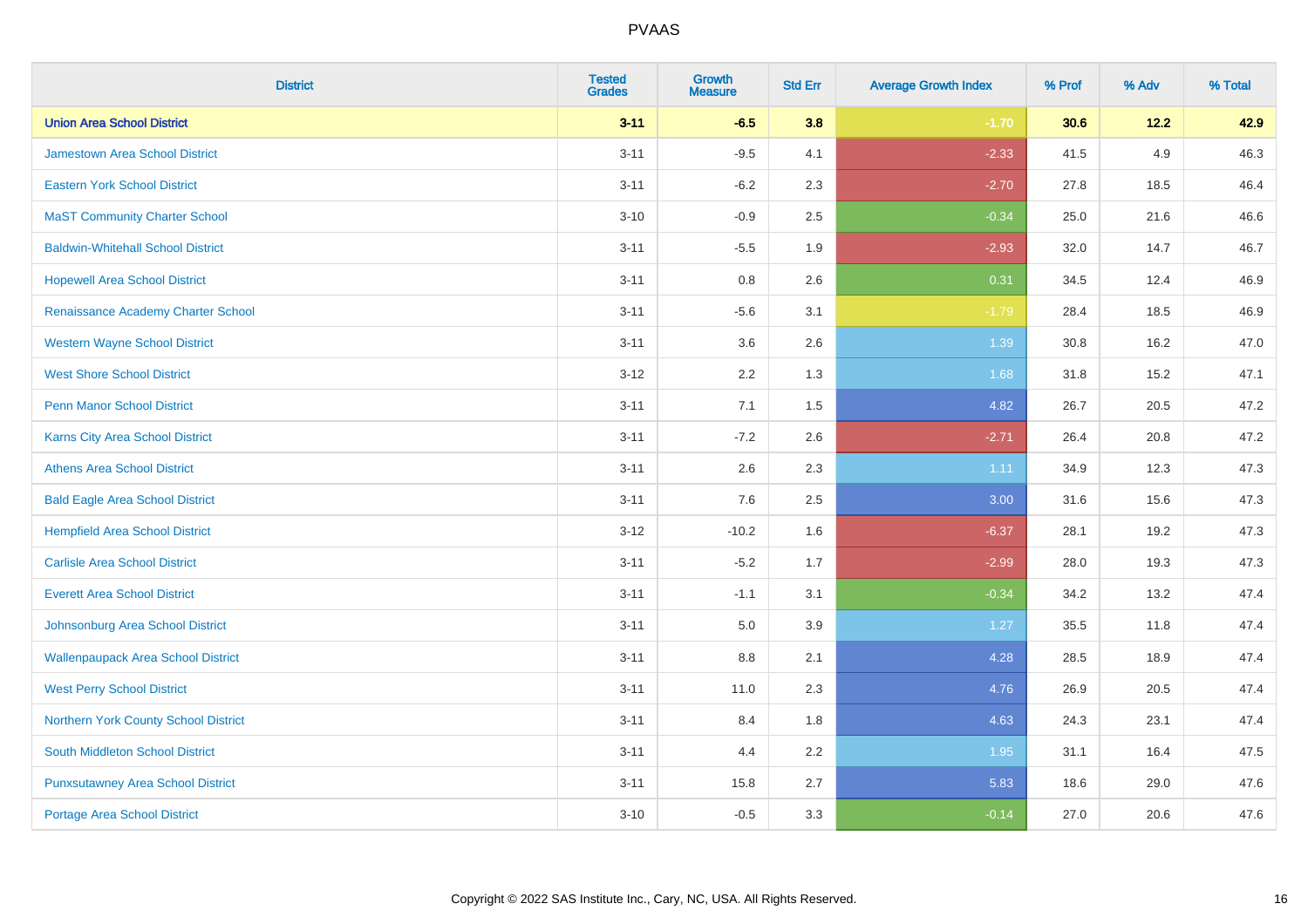| District | Tested Grades | Growth Measure | Std Err | Average Growth Index | % Prof | % Adv | % Total |
|---|---|---|---|---|---|---|---|
| **Union Area School District** | **3-11** | **-6.5** | **3.8** | **-1.70** | **30.6** | **12.2** | **42.9** |
| Jamestown Area School District | 3-11 | -9.5 | 4.1 | -2.33 | 41.5 | 4.9 | 46.3 |
| Eastern York School District | 3-11 | -6.2 | 2.3 | -2.70 | 27.8 | 18.5 | 46.4 |
| MaST Community Charter School | 3-10 | -0.9 | 2.5 | -0.34 | 25.0 | 21.6 | 46.6 |
| Baldwin-Whitehall School District | 3-11 | -5.5 | 1.9 | -2.93 | 32.0 | 14.7 | 46.7 |
| Hopewell Area School District | 3-11 | 0.8 | 2.6 | 0.31 | 34.5 | 12.4 | 46.9 |
| Renaissance Academy Charter School | 3-11 | -5.6 | 3.1 | -1.79 | 28.4 | 18.5 | 46.9 |
| Western Wayne School District | 3-11 | 3.6 | 2.6 | 1.39 | 30.8 | 16.2 | 47.0 |
| West Shore School District | 3-12 | 2.2 | 1.3 | 1.68 | 31.8 | 15.2 | 47.1 |
| Penn Manor School District | 3-11 | 7.1 | 1.5 | 4.82 | 26.7 | 20.5 | 47.2 |
| Karns City Area School District | 3-11 | -7.2 | 2.6 | -2.71 | 26.4 | 20.8 | 47.2 |
| Athens Area School District | 3-11 | 2.6 | 2.3 | 1.11 | 34.9 | 12.3 | 47.3 |
| Bald Eagle Area School District | 3-11 | 7.6 | 2.5 | 3.00 | 31.6 | 15.6 | 47.3 |
| Hempfield Area School District | 3-12 | -10.2 | 1.6 | -6.37 | 28.1 | 19.2 | 47.3 |
| Carlisle Area School District | 3-11 | -5.2 | 1.7 | -2.99 | 28.0 | 19.3 | 47.3 |
| Everett Area School District | 3-11 | -1.1 | 3.1 | -0.34 | 34.2 | 13.2 | 47.4 |
| Johnsonburg Area School District | 3-11 | 5.0 | 3.9 | 1.27 | 35.5 | 11.8 | 47.4 |
| Wallenpaupack Area School District | 3-11 | 8.8 | 2.1 | 4.28 | 28.5 | 18.9 | 47.4 |
| West Perry School District | 3-11 | 11.0 | 2.3 | 4.76 | 26.9 | 20.5 | 47.4 |
| Northern York County School District | 3-11 | 8.4 | 1.8 | 4.63 | 24.3 | 23.1 | 47.4 |
| South Middleton School District | 3-11 | 4.4 | 2.2 | 1.95 | 31.1 | 16.4 | 47.5 |
| Punxsutawney Area School District | 3-11 | 15.8 | 2.7 | 5.83 | 18.6 | 29.0 | 47.6 |
| Portage Area School District | 3-10 | -0.5 | 3.3 | -0.14 | 27.0 | 20.6 | 47.6 |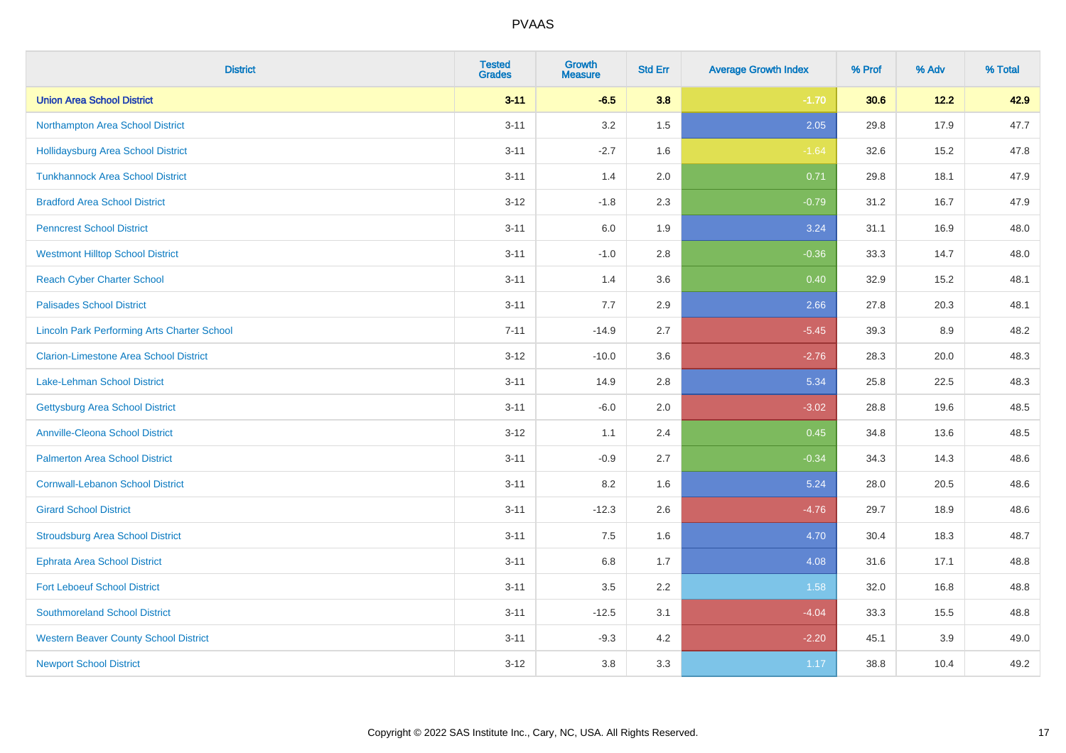PVAAS

| District | Tested Grades | Growth Measure | Std Err | Average Growth Index | % Prof | % Adv | % Total |
|---|---|---|---|---|---|---|---|
| **Union Area School District** | **3-11** | **-6.5** | **3.8** | **-1.70** | **30.6** | **12.2** | **42.9** |
| Northampton Area School District | 3-11 | 3.2 | 1.5 | 2.05 | 29.8 | 17.9 | 47.7 |
| Hollidaysburg Area School District | 3-11 | -2.7 | 1.6 | -1.64 | 32.6 | 15.2 | 47.8 |
| Tunkhannock Area School District | 3-11 | 1.4 | 2.0 | 0.71 | 29.8 | 18.1 | 47.9 |
| Bradford Area School District | 3-12 | -1.8 | 2.3 | -0.79 | 31.2 | 16.7 | 47.9 |
| Penncrest School District | 3-11 | 6.0 | 1.9 | 3.24 | 31.1 | 16.9 | 48.0 |
| Westmont Hilltop School District | 3-11 | -1.0 | 2.8 | -0.36 | 33.3 | 14.7 | 48.0 |
| Reach Cyber Charter School | 3-11 | 1.4 | 3.6 | 0.40 | 32.9 | 15.2 | 48.1 |
| Palisades School District | 3-11 | 7.7 | 2.9 | 2.66 | 27.8 | 20.3 | 48.1 |
| Lincoln Park Performing Arts Charter School | 7-11 | -14.9 | 2.7 | -5.45 | 39.3 | 8.9 | 48.2 |
| Clarion-Limestone Area School District | 3-12 | -10.0 | 3.6 | -2.76 | 28.3 | 20.0 | 48.3 |
| Lake-Lehman School District | 3-11 | 14.9 | 2.8 | 5.34 | 25.8 | 22.5 | 48.3 |
| Gettysburg Area School District | 3-11 | -6.0 | 2.0 | -3.02 | 28.8 | 19.6 | 48.5 |
| Annville-Cleona School District | 3-12 | 1.1 | 2.4 | 0.45 | 34.8 | 13.6 | 48.5 |
| Palmerton Area School District | 3-11 | -0.9 | 2.7 | -0.34 | 34.3 | 14.3 | 48.6 |
| Cornwall-Lebanon School District | 3-11 | 8.2 | 1.6 | 5.24 | 28.0 | 20.5 | 48.6 |
| Girard School District | 3-11 | -12.3 | 2.6 | -4.76 | 29.7 | 18.9 | 48.6 |
| Stroudsburg Area School District | 3-11 | 7.5 | 1.6 | 4.70 | 30.4 | 18.3 | 48.7 |
| Ephrata Area School District | 3-11 | 6.8 | 1.7 | 4.08 | 31.6 | 17.1 | 48.8 |
| Fort Leboeuf School District | 3-11 | 3.5 | 2.2 | 1.58 | 32.0 | 16.8 | 48.8 |
| Southmoreland School District | 3-11 | -12.5 | 3.1 | -4.04 | 33.3 | 15.5 | 48.8 |
| Western Beaver County School District | 3-11 | -9.3 | 4.2 | -2.20 | 45.1 | 3.9 | 49.0 |
| Newport School District | 3-12 | 3.8 | 3.3 | 1.17 | 38.8 | 10.4 | 49.2 |

Copyright © 2022 SAS Institute Inc., Cary, NC, USA. All Rights Reserved.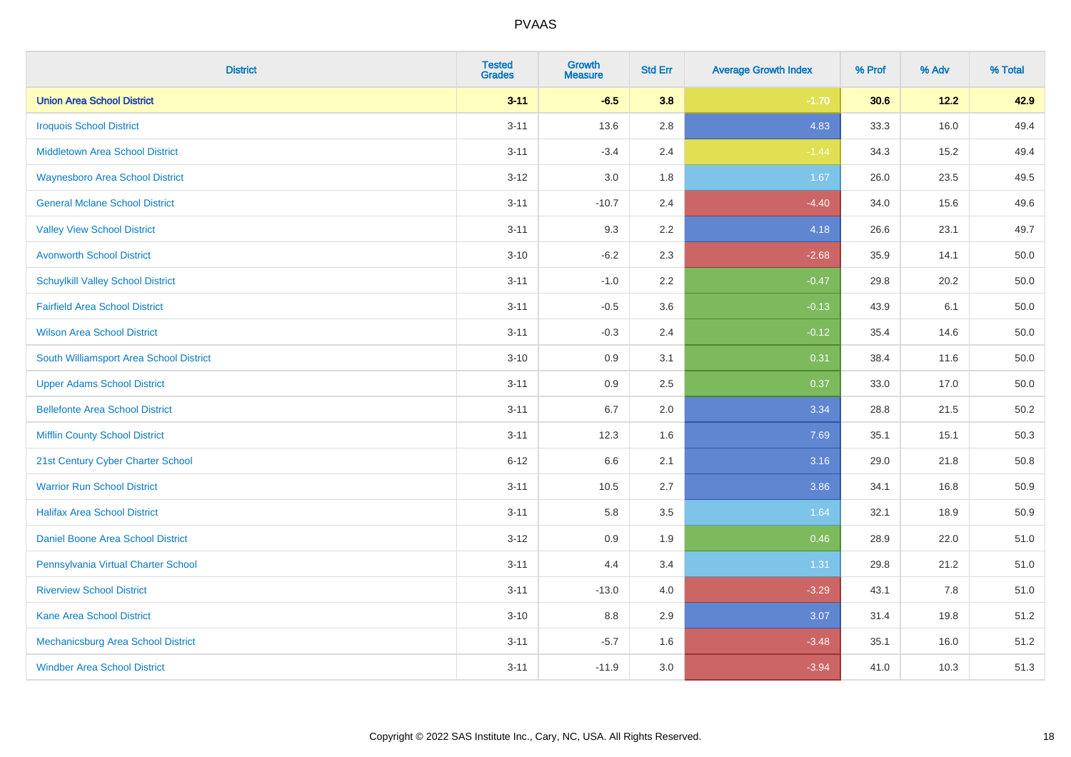# PVAAS

| District | Tested Grades | Growth Measure | Std Err | Average Growth Index | % Prof | % Adv | % Total |
|---|---|---|---|---|---|---|---|
| **Union Area School District** | **3-11** | **-6.5** | **3.8** | **-1.70** | **30.6** | **12.2** | **42.9** |
| Iroquois School District | 3-11 | 13.6 | 2.8 | 4.83 | 33.3 | 16.0 | 49.4 |
| Middletown Area School District | 3-11 | -3.4 | 2.4 | -1.44 | 34.3 | 15.2 | 49.4 |
| Waynesboro Area School District | 3-12 | 3.0 | 1.8 | 1.67 | 26.0 | 23.5 | 49.5 |
| General Mclane School District | 3-11 | -10.7 | 2.4 | -4.40 | 34.0 | 15.6 | 49.6 |
| Valley View School District | 3-11 | 9.3 | 2.2 | 4.18 | 26.6 | 23.1 | 49.7 |
| Avonworth School District | 3-10 | -6.2 | 2.3 | -2.68 | 35.9 | 14.1 | 50.0 |
| Schuylkill Valley School District | 3-11 | -1.0 | 2.2 | -0.47 | 29.8 | 20.2 | 50.0 |
| Fairfield Area School District | 3-11 | -0.5 | 3.6 | -0.13 | 43.9 | 6.1 | 50.0 |
| Wilson Area School District | 3-11 | -0.3 | 2.4 | -0.12 | 35.4 | 14.6 | 50.0 |
| South Williamsport Area School District | 3-10 | 0.9 | 3.1 | 0.31 | 38.4 | 11.6 | 50.0 |
| Upper Adams School District | 3-11 | 0.9 | 2.5 | 0.37 | 33.0 | 17.0 | 50.0 |
| Bellefonte Area School District | 3-11 | 6.7 | 2.0 | 3.34 | 28.8 | 21.5 | 50.2 |
| Mifflin County School District | 3-11 | 12.3 | 1.6 | 7.69 | 35.1 | 15.1 | 50.3 |
| 21st Century Cyber Charter School | 6-12 | 6.6 | 2.1 | 3.16 | 29.0 | 21.8 | 50.8 |
| Warrior Run School District | 3-11 | 10.5 | 2.7 | 3.86 | 34.1 | 16.8 | 50.9 |
| Halifax Area School District | 3-11 | 5.8 | 3.5 | 1.64 | 32.1 | 18.9 | 50.9 |
| Daniel Boone Area School District | 3-12 | 0.9 | 1.9 | 0.46 | 28.9 | 22.0 | 51.0 |
| Pennsylvania Virtual Charter School | 3-11 | 4.4 | 3.4 | 1.31 | 29.8 | 21.2 | 51.0 |
| Riverview School District | 3-11 | -13.0 | 4.0 | -3.29 | 43.1 | 7.8 | 51.0 |
| Kane Area School District | 3-10 | 8.8 | 2.9 | 3.07 | 31.4 | 19.8 | 51.2 |
| Mechanicsburg Area School District | 3-11 | -5.7 | 1.6 | -3.48 | 35.1 | 16.0 | 51.2 |
| Windber Area School District | 3-11 | -11.9 | 3.0 | -3.94 | 41.0 | 10.3 | 51.3 |

Copyright © 2022 SAS Institute Inc., Cary, NC, USA. All Rights Reserved.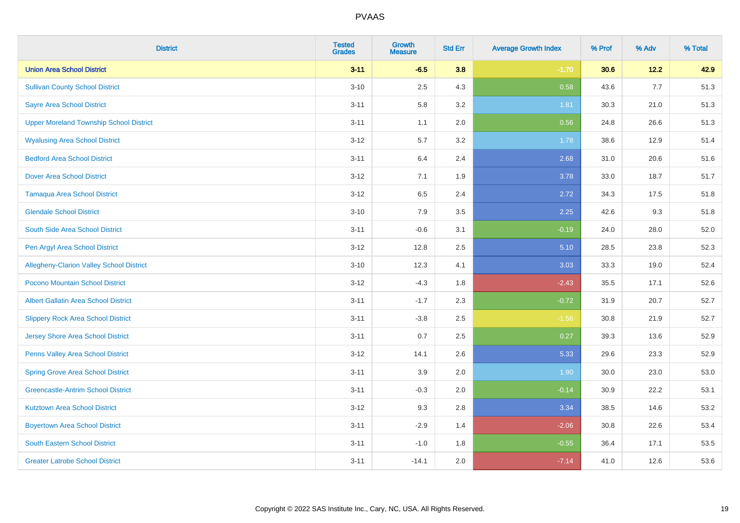| District | Tested Grades | Growth Measure | Std Err | Average Growth Index | % Prof | % Adv | % Total |
|---|---|---|---|---|---|---|---|
| **Union Area School District** | **3-11** | **-6.5** | **3.8** | **-1.70** | **30.6** | **12.2** | **42.9** |
| Sullivan County School District | 3-10 | 2.5 | 4.3 | 0.58 | 43.6 | 7.7 | 51.3 |
| Sayre Area School District | 3-11 | 5.8 | 3.2 | 1.81 | 30.3 | 21.0 | 51.3 |
| Upper Moreland Township School District | 3-11 | 1.1 | 2.0 | 0.56 | 24.8 | 26.6 | 51.3 |
| Wyalusing Area School District | 3-12 | 5.7 | 3.2 | 1.78 | 38.6 | 12.9 | 51.4 |
| Bedford Area School District | 3-11 | 6.4 | 2.4 | 2.68 | 31.0 | 20.6 | 51.6 |
| Dover Area School District | 3-12 | 7.1 | 1.9 | 3.78 | 33.0 | 18.7 | 51.7 |
| Tamaqua Area School District | 3-12 | 6.5 | 2.4 | 2.72 | 34.3 | 17.5 | 51.8 |
| Glendale School District | 3-10 | 7.9 | 3.5 | 2.25 | 42.6 | 9.3 | 51.8 |
| South Side Area School District | 3-11 | -0.6 | 3.1 | -0.19 | 24.0 | 28.0 | 52.0 |
| Pen Argyl Area School District | 3-12 | 12.8 | 2.5 | 5.10 | 28.5 | 23.8 | 52.3 |
| Allegheny-Clarion Valley School District | 3-10 | 12.3 | 4.1 | 3.03 | 33.3 | 19.0 | 52.4 |
| Pocono Mountain School District | 3-12 | -4.3 | 1.8 | -2.43 | 35.5 | 17.1 | 52.6 |
| Albert Gallatin Area School District | 3-11 | -1.7 | 2.3 | -0.72 | 31.9 | 20.7 | 52.7 |
| Slippery Rock Area School District | 3-11 | -3.8 | 2.5 | -1.56 | 30.8 | 21.9 | 52.7 |
| Jersey Shore Area School District | 3-11 | 0.7 | 2.5 | 0.27 | 39.3 | 13.6 | 52.9 |
| Penns Valley Area School District | 3-12 | 14.1 | 2.6 | 5.33 | 29.6 | 23.3 | 52.9 |
| Spring Grove Area School District | 3-11 | 3.9 | 2.0 | 1.90 | 30.0 | 23.0 | 53.0 |
| Greencastle-Antrim School District | 3-11 | -0.3 | 2.0 | -0.14 | 30.9 | 22.2 | 53.1 |
| Kutztown Area School District | 3-12 | 9.3 | 2.8 | 3.34 | 38.5 | 14.6 | 53.2 |
| Boyertown Area School District | 3-11 | -2.9 | 1.4 | -2.06 | 30.8 | 22.6 | 53.4 |
| South Eastern School District | 3-11 | -1.0 | 1.8 | -0.55 | 36.4 | 17.1 | 53.5 |
| Greater Latrobe School District | 3-11 | -14.1 | 2.0 | -7.14 | 41.0 | 12.6 | 53.6 |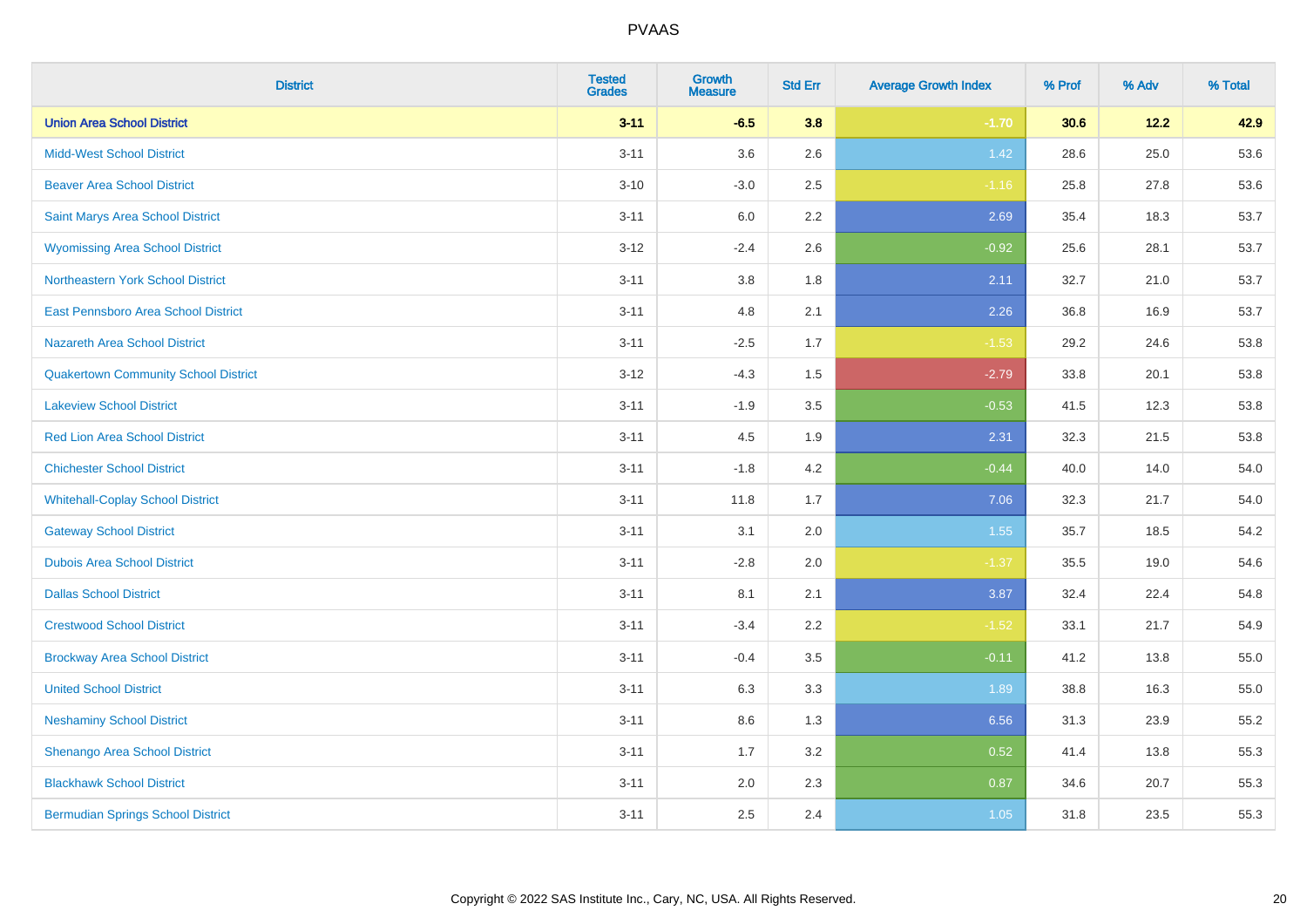| District | Tested Grades | Growth Measure | Std Err | Average Growth Index | % Prof | % Adv | % Total |
|---|---|---|---|---|---|---|---|
| **Union Area School District** | **3-11** | **-6.5** | **3.8** | **-1.70** | **30.6** | **12.2** | **42.9** |
| Midd-West School District | 3-11 | 3.6 | 2.6 | 1.42 | 28.6 | 25.0 | 53.6 |
| Beaver Area School District | 3-10 | -3.0 | 2.5 | -1.16 | 25.8 | 27.8 | 53.6 |
| Saint Marys Area School District | 3-11 | 6.0 | 2.2 | 2.69 | 35.4 | 18.3 | 53.7 |
| Wyomissing Area School District | 3-12 | -2.4 | 2.6 | -0.92 | 25.6 | 28.1 | 53.7 |
| Northeastern York School District | 3-11 | 3.8 | 1.8 | 2.11 | 32.7 | 21.0 | 53.7 |
| East Pennsboro Area School District | 3-11 | 4.8 | 2.1 | 2.26 | 36.8 | 16.9 | 53.7 |
| Nazareth Area School District | 3-11 | -2.5 | 1.7 | -1.53 | 29.2 | 24.6 | 53.8 |
| Quakertown Community School District | 3-12 | -4.3 | 1.5 | -2.79 | 33.8 | 20.1 | 53.8 |
| Lakeview School District | 3-11 | -1.9 | 3.5 | -0.53 | 41.5 | 12.3 | 53.8 |
| Red Lion Area School District | 3-11 | 4.5 | 1.9 | 2.31 | 32.3 | 21.5 | 53.8 |
| Chichester School District | 3-11 | -1.8 | 4.2 | -0.44 | 40.0 | 14.0 | 54.0 |
| Whitehall-Coplay School District | 3-11 | 11.8 | 1.7 | 7.06 | 32.3 | 21.7 | 54.0 |
| Gateway School District | 3-11 | 3.1 | 2.0 | 1.55 | 35.7 | 18.5 | 54.2 |
| Dubois Area School District | 3-11 | -2.8 | 2.0 | -1.37 | 35.5 | 19.0 | 54.6 |
| Dallas School District | 3-11 | 8.1 | 2.1 | 3.87 | 32.4 | 22.4 | 54.8 |
| Crestwood School District | 3-11 | -3.4 | 2.2 | -1.52 | 33.1 | 21.7 | 54.9 |
| Brockway Area School District | 3-11 | -0.4 | 3.5 | -0.11 | 41.2 | 13.8 | 55.0 |
| United School District | 3-11 | 6.3 | 3.3 | 1.89 | 38.8 | 16.3 | 55.0 |
| Neshaminy School District | 3-11 | 8.6 | 1.3 | 6.56 | 31.3 | 23.9 | 55.2 |
| Shenango Area School District | 3-11 | 1.7 | 3.2 | 0.52 | 41.4 | 13.8 | 55.3 |
| Blackhawk School District | 3-11 | 2.0 | 2.3 | 0.87 | 34.6 | 20.7 | 55.3 |
| Bermudian Springs School District | 3-11 | 2.5 | 2.4 | 1.05 | 31.8 | 23.5 | 55.3 |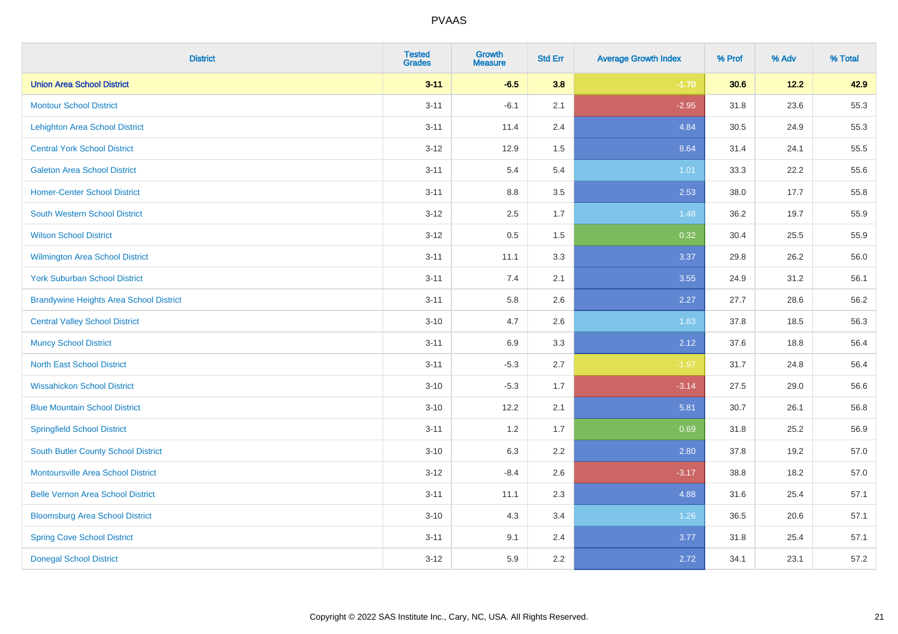# PVAAS

| District | Tested Grades | Growth Measure | Std Err | Average Growth Index | % Prof | % Adv | % Total |
|---|---|---|---|---|---|---|---|
| **Union Area School District** | **3-11** | **-6.5** | **3.8** | **-1.70** | **30.6** | **12.2** | **42.9** |
| Montour School District | 3-11 | -6.1 | 2.1 | -2.95 | 31.8 | 23.6 | 55.3 |
| Lehighton Area School District | 3-11 | 11.4 | 2.4 | 4.84 | 30.5 | 24.9 | 55.3 |
| Central York School District | 3-12 | 12.9 | 1.5 | 8.64 | 31.4 | 24.1 | 55.5 |
| Galeton Area School District | 3-11 | 5.4 | 5.4 | 1.01 | 33.3 | 22.2 | 55.6 |
| Homer-Center School District | 3-11 | 8.8 | 3.5 | 2.53 | 38.0 | 17.7 | 55.8 |
| South Western School District | 3-12 | 2.5 | 1.7 | 1.48 | 36.2 | 19.7 | 55.9 |
| Wilson School District | 3-12 | 0.5 | 1.5 | 0.32 | 30.4 | 25.5 | 55.9 |
| Wilmington Area School District | 3-11 | 11.1 | 3.3 | 3.37 | 29.8 | 26.2 | 56.0 |
| York Suburban School District | 3-11 | 7.4 | 2.1 | 3.55 | 24.9 | 31.2 | 56.1 |
| Brandywine Heights Area School District | 3-11 | 5.8 | 2.6 | 2.27 | 27.7 | 28.6 | 56.2 |
| Central Valley School District | 3-10 | 4.7 | 2.6 | 1.83 | 37.8 | 18.5 | 56.3 |
| Muncy School District | 3-11 | 6.9 | 3.3 | 2.12 | 37.6 | 18.8 | 56.4 |
| North East School District | 3-11 | -5.3 | 2.7 | -1.97 | 31.7 | 24.8 | 56.4 |
| Wissahickon School District | 3-10 | -5.3 | 1.7 | -3.14 | 27.5 | 29.0 | 56.6 |
| Blue Mountain School District | 3-10 | 12.2 | 2.1 | 5.81 | 30.7 | 26.1 | 56.8 |
| Springfield School District | 3-11 | 1.2 | 1.7 | 0.69 | 31.8 | 25.2 | 56.9 |
| South Butler County School District | 3-10 | 6.3 | 2.2 | 2.80 | 37.8 | 19.2 | 57.0 |
| Montoursville Area School District | 3-12 | -8.4 | 2.6 | -3.17 | 38.8 | 18.2 | 57.0 |
| Belle Vernon Area School District | 3-11 | 11.1 | 2.3 | 4.88 | 31.6 | 25.4 | 57.1 |
| Bloomsburg Area School District | 3-10 | 4.3 | 3.4 | 1.26 | 36.5 | 20.6 | 57.1 |
| Spring Cove School District | 3-11 | 9.1 | 2.4 | 3.77 | 31.8 | 25.4 | 57.1 |
| Donegal School District | 3-12 | 5.9 | 2.2 | 2.72 | 34.1 | 23.1 | 57.2 |

Copyright © 2022 SAS Institute Inc., Cary, NC, USA. All Rights Reserved.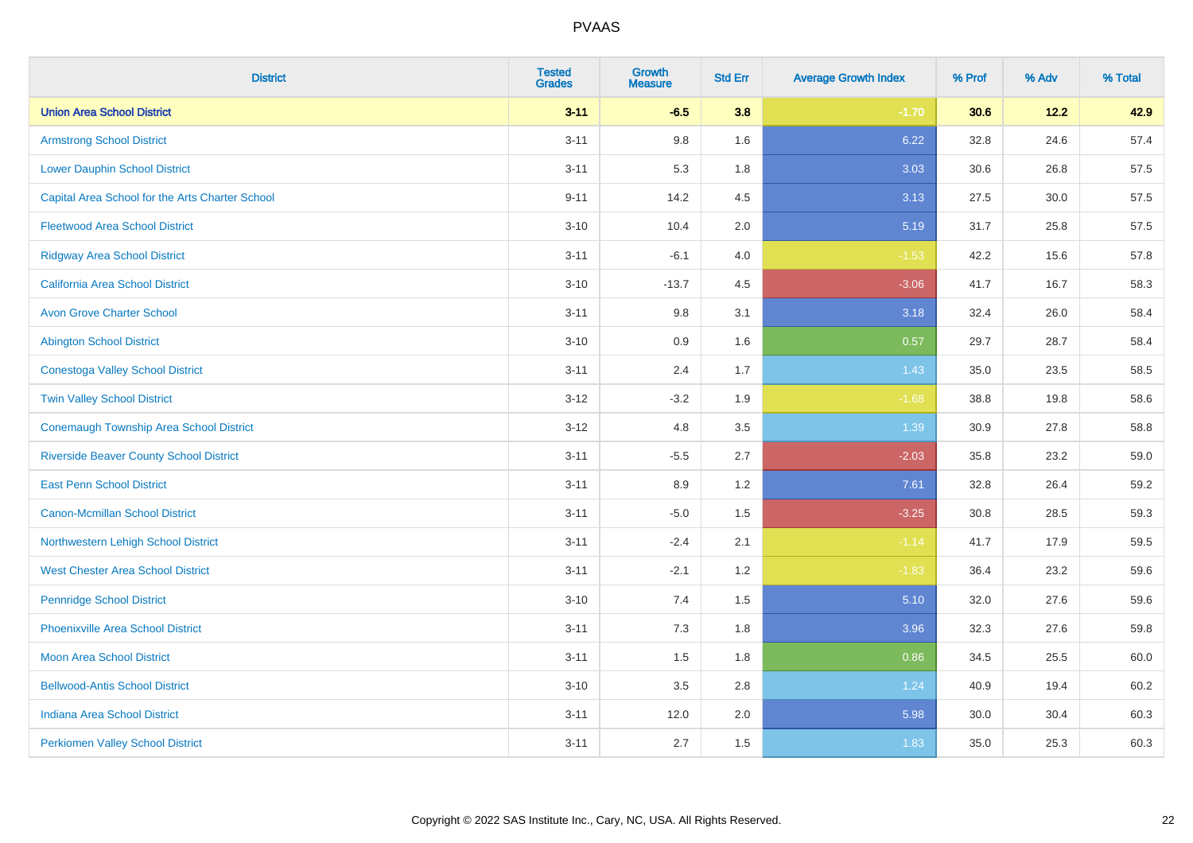| District | Tested Grades | Growth Measure | Std Err | Average Growth Index | % Prof | % Adv | % Total |
|---|---|---|---|---|---|---|---|
| **Union Area School District** | **3-11** | **-6.5** | **3.8** | **-1.70** | **30.6** | **12.2** | **42.9** |
| Armstrong School District | 3-11 | 9.8 | 1.6 | 6.22 | 32.8 | 24.6 | 57.4 |
| Lower Dauphin School District | 3-11 | 5.3 | 1.8 | 3.03 | 30.6 | 26.8 | 57.5 |
| Capital Area School for the Arts Charter School | 9-11 | 14.2 | 4.5 | 3.13 | 27.5 | 30.0 | 57.5 |
| Fleetwood Area School District | 3-10 | 10.4 | 2.0 | 5.19 | 31.7 | 25.8 | 57.5 |
| Ridgway Area School District | 3-11 | -6.1 | 4.0 | -1.53 | 42.2 | 15.6 | 57.8 |
| California Area School District | 3-10 | -13.7 | 4.5 | -3.06 | 41.7 | 16.7 | 58.3 |
| Avon Grove Charter School | 3-11 | 9.8 | 3.1 | 3.18 | 32.4 | 26.0 | 58.4 |
| Abington School District | 3-10 | 0.9 | 1.6 | 0.57 | 29.7 | 28.7 | 58.4 |
| Conestoga Valley School District | 3-11 | 2.4 | 1.7 | 1.43 | 35.0 | 23.5 | 58.5 |
| Twin Valley School District | 3-12 | -3.2 | 1.9 | -1.68 | 38.8 | 19.8 | 58.6 |
| Conemaugh Township Area School District | 3-12 | 4.8 | 3.5 | 1.39 | 30.9 | 27.8 | 58.8 |
| Riverside Beaver County School District | 3-11 | -5.5 | 2.7 | -2.03 | 35.8 | 23.2 | 59.0 |
| East Penn School District | 3-11 | 8.9 | 1.2 | 7.61 | 32.8 | 26.4 | 59.2 |
| Canon-Mcmillan School District | 3-11 | -5.0 | 1.5 | -3.25 | 30.8 | 28.5 | 59.3 |
| Northwestern Lehigh School District | 3-11 | -2.4 | 2.1 | -1.14 | 41.7 | 17.9 | 59.5 |
| West Chester Area School District | 3-11 | -2.1 | 1.2 | -1.83 | 36.4 | 23.2 | 59.6 |
| Pennridge School District | 3-10 | 7.4 | 1.5 | 5.10 | 32.0 | 27.6 | 59.6 |
| Phoenixville Area School District | 3-11 | 7.3 | 1.8 | 3.96 | 32.3 | 27.6 | 59.8 |
| Moon Area School District | 3-11 | 1.5 | 1.8 | 0.86 | 34.5 | 25.5 | 60.0 |
| Bellwood-Antis School District | 3-10 | 3.5 | 2.8 | 1.24 | 40.9 | 19.4 | 60.2 |
| Indiana Area School District | 3-11 | 12.0 | 2.0 | 5.98 | 30.0 | 30.4 | 60.3 |
| Perkiomen Valley School District | 3-11 | 2.7 | 1.5 | 1.83 | 35.0 | 25.3 | 60.3 |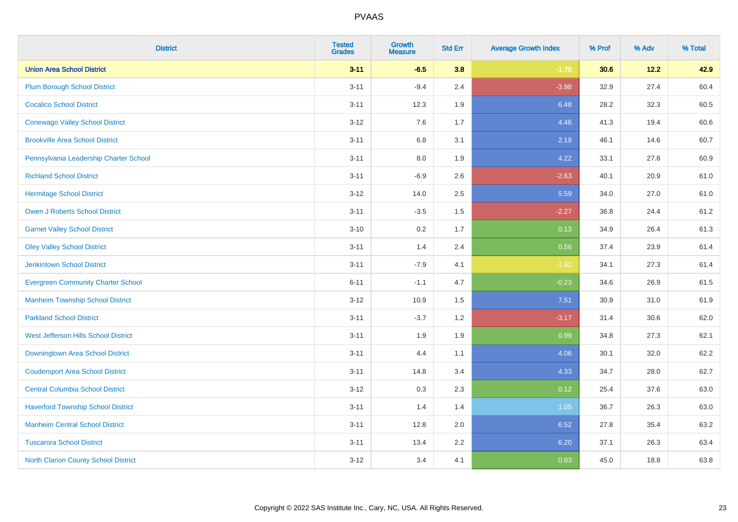| District | Tested Grades | Growth Measure | Std Err | Average Growth Index | % Prof | % Adv | % Total |
|---|---|---|---|---|---|---|---|
| **Union Area School District** | **3-11** | **-6.5** | **3.8** | **-1.70** | **30.6** | **12.2** | **42.9** |
| Plum Borough School District | 3-11 | -9.4 | 2.4 | -3.98 | 32.9 | 27.4 | 60.4 |
| Cocalico School District | 3-11 | 12.3 | 1.9 | 6.48 | 28.2 | 32.3 | 60.5 |
| Conewago Valley School District | 3-12 | 7.6 | 1.7 | 4.46 | 41.3 | 19.4 | 60.6 |
| Brookville Area School District | 3-11 | 6.8 | 3.1 | 2.19 | 46.1 | 14.6 | 60.7 |
| Pennsylvania Leadership Charter School | 3-11 | 8.0 | 1.9 | 4.22 | 33.1 | 27.8 | 60.9 |
| Richland School District | 3-11 | -6.9 | 2.6 | -2.63 | 40.1 | 20.9 | 61.0 |
| Hermitage School District | 3-12 | 14.0 | 2.5 | 5.59 | 34.0 | 27.0 | 61.0 |
| Owen J Roberts School District | 3-11 | -3.5 | 1.5 | -2.27 | 36.8 | 24.4 | 61.2 |
| Garnet Valley School District | 3-10 | 0.2 | 1.7 | 0.13 | 34.9 | 26.4 | 61.3 |
| Oley Valley School District | 3-11 | 1.4 | 2.4 | 0.56 | 37.4 | 23.9 | 61.4 |
| Jenkintown School District | 3-11 | -7.9 | 4.1 | -1.92 | 34.1 | 27.3 | 61.4 |
| Evergreen Community Charter School | 6-11 | -1.1 | 4.7 | -0.23 | 34.6 | 26.9 | 61.5 |
| Manheim Township School District | 3-12 | 10.9 | 1.5 | 7.51 | 30.9 | 31.0 | 61.9 |
| Parkland School District | 3-11 | -3.7 | 1.2 | -3.17 | 31.4 | 30.6 | 62.0 |
| West Jefferson Hills School District | 3-11 | 1.9 | 1.9 | 0.99 | 34.8 | 27.3 | 62.1 |
| Downingtown Area School District | 3-11 | 4.4 | 1.1 | 4.06 | 30.1 | 32.0 | 62.2 |
| Coudersport Area School District | 3-11 | 14.8 | 3.4 | 4.33 | 34.7 | 28.0 | 62.7 |
| Central Columbia School District | 3-12 | 0.3 | 2.3 | 0.12 | 25.4 | 37.6 | 63.0 |
| Haverford Township School District | 3-11 | 1.4 | 1.4 | 1.05 | 36.7 | 26.3 | 63.0 |
| Manheim Central School District | 3-11 | 12.8 | 2.0 | 6.52 | 27.8 | 35.4 | 63.2 |
| Tuscarora School District | 3-11 | 13.4 | 2.2 | 6.20 | 37.1 | 26.3 | 63.4 |
| North Clarion County School District | 3-12 | 3.4 | 4.1 | 0.83 | 45.0 | 18.8 | 63.8 |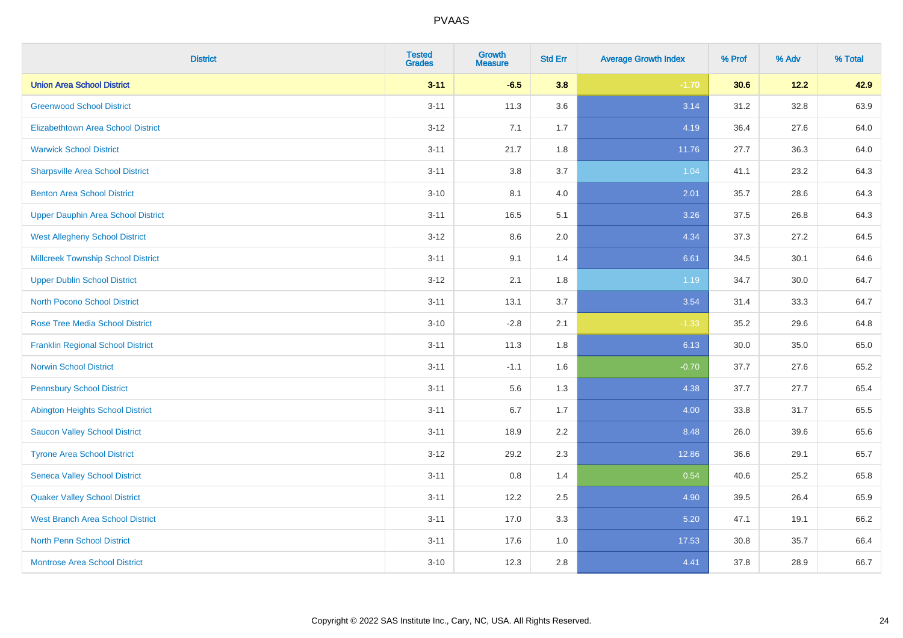| District | Tested Grades | Growth Measure | Std Err | Average Growth Index | % Prof | % Adv | % Total |
|---|---|---|---|---|---|---|---|
| **Union Area School District** | **3-11** | **-6.5** | **3.8** | **-1.70** | **30.6** | **12.2** | **42.9** |
| Greenwood School District | 3-11 | 11.3 | 3.6 | 3.14 | 31.2 | 32.8 | 63.9 |
| Elizabethtown Area School District | 3-12 | 7.1 | 1.7 | 4.19 | 36.4 | 27.6 | 64.0 |
| Warwick School District | 3-11 | 21.7 | 1.8 | 11.76 | 27.7 | 36.3 | 64.0 |
| Sharpsville Area School District | 3-11 | 3.8 | 3.7 | 1.04 | 41.1 | 23.2 | 64.3 |
| Benton Area School District | 3-10 | 8.1 | 4.0 | 2.01 | 35.7 | 28.6 | 64.3 |
| Upper Dauphin Area School District | 3-11 | 16.5 | 5.1 | 3.26 | 37.5 | 26.8 | 64.3 |
| West Allegheny School District | 3-12 | 8.6 | 2.0 | 4.34 | 37.3 | 27.2 | 64.5 |
| Millcreek Township School District | 3-11 | 9.1 | 1.4 | 6.61 | 34.5 | 30.1 | 64.6 |
| Upper Dublin School District | 3-12 | 2.1 | 1.8 | 1.19 | 34.7 | 30.0 | 64.7 |
| North Pocono School District | 3-11 | 13.1 | 3.7 | 3.54 | 31.4 | 33.3 | 64.7 |
| Rose Tree Media School District | 3-10 | -2.8 | 2.1 | -1.33 | 35.2 | 29.6 | 64.8 |
| Franklin Regional School District | 3-11 | 11.3 | 1.8 | 6.13 | 30.0 | 35.0 | 65.0 |
| Norwin School District | 3-11 | -1.1 | 1.6 | -0.70 | 37.7 | 27.6 | 65.2 |
| Pennsbury School District | 3-11 | 5.6 | 1.3 | 4.38 | 37.7 | 27.7 | 65.4 |
| Abington Heights School District | 3-11 | 6.7 | 1.7 | 4.00 | 33.8 | 31.7 | 65.5 |
| Saucon Valley School District | 3-11 | 18.9 | 2.2 | 8.48 | 26.0 | 39.6 | 65.6 |
| Tyrone Area School District | 3-12 | 29.2 | 2.3 | 12.86 | 36.6 | 29.1 | 65.7 |
| Seneca Valley School District | 3-11 | 0.8 | 1.4 | 0.54 | 40.6 | 25.2 | 65.8 |
| Quaker Valley School District | 3-11 | 12.2 | 2.5 | 4.90 | 39.5 | 26.4 | 65.9 |
| West Branch Area School District | 3-11 | 17.0 | 3.3 | 5.20 | 47.1 | 19.1 | 66.2 |
| North Penn School District | 3-11 | 17.6 | 1.0 | 17.53 | 30.8 | 35.7 | 66.4 |
| Montrose Area School District | 3-10 | 12.3 | 2.8 | 4.41 | 37.8 | 28.9 | 66.7 |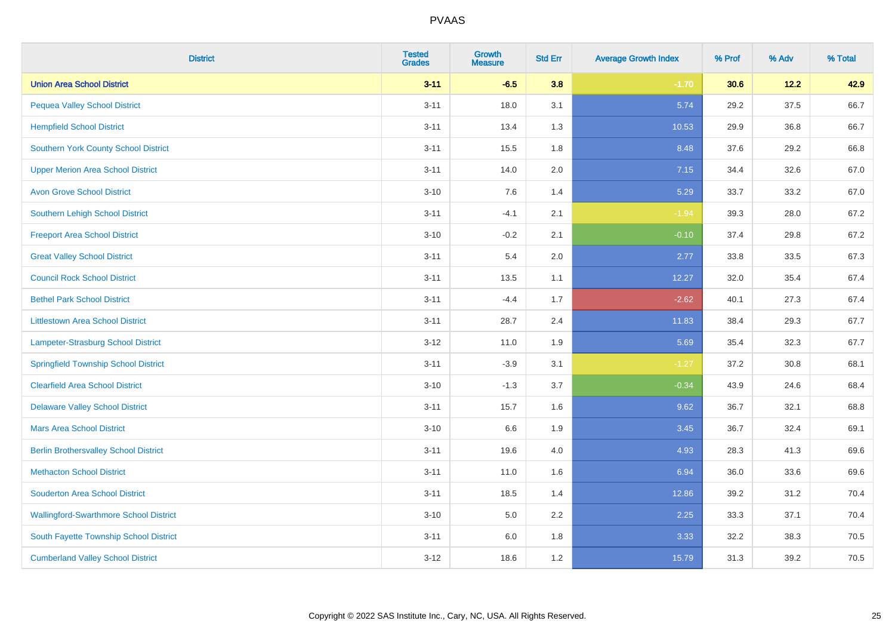# PVAAS

| District | Tested Grades | Growth Measure | Std Err | Average Growth Index | % Prof | % Adv | % Total |
|---|---|---|---|---|---|---|---|
| **Union Area School District** | **3-11** | **-6.5** | **3.8** | **-1.70** | **30.6** | **12.2** | **42.9** |
| Pequea Valley School District | 3-11 | 18.0 | 3.1 | 5.74 | 29.2 | 37.5 | 66.7 |
| Hempfield School District | 3-11 | 13.4 | 1.3 | 10.53 | 29.9 | 36.8 | 66.7 |
| Southern York County School District | 3-11 | 15.5 | 1.8 | 8.48 | 37.6 | 29.2 | 66.8 |
| Upper Merion Area School District | 3-11 | 14.0 | 2.0 | 7.15 | 34.4 | 32.6 | 67.0 |
| Avon Grove School District | 3-10 | 7.6 | 1.4 | 5.29 | 33.7 | 33.2 | 67.0 |
| Southern Lehigh School District | 3-11 | -4.1 | 2.1 | -1.94 | 39.3 | 28.0 | 67.2 |
| Freeport Area School District | 3-10 | -0.2 | 2.1 | -0.10 | 37.4 | 29.8 | 67.2 |
| Great Valley School District | 3-11 | 5.4 | 2.0 | 2.77 | 33.8 | 33.5 | 67.3 |
| Council Rock School District | 3-11 | 13.5 | 1.1 | 12.27 | 32.0 | 35.4 | 67.4 |
| Bethel Park School District | 3-11 | -4.4 | 1.7 | -2.62 | 40.1 | 27.3 | 67.4 |
| Littlestown Area School District | 3-11 | 28.7 | 2.4 | 11.83 | 38.4 | 29.3 | 67.7 |
| Lampeter-Strasburg School District | 3-12 | 11.0 | 1.9 | 5.69 | 35.4 | 32.3 | 67.7 |
| Springfield Township School District | 3-11 | -3.9 | 3.1 | -1.27 | 37.2 | 30.8 | 68.1 |
| Clearfield Area School District | 3-10 | -1.3 | 3.7 | -0.34 | 43.9 | 24.6 | 68.4 |
| Delaware Valley School District | 3-11 | 15.7 | 1.6 | 9.62 | 36.7 | 32.1 | 68.8 |
| Mars Area School District | 3-10 | 6.6 | 1.9 | 3.45 | 36.7 | 32.4 | 69.1 |
| Berlin Brothersvalley School District | 3-11 | 19.6 | 4.0 | 4.93 | 28.3 | 41.3 | 69.6 |
| Methacton School District | 3-11 | 11.0 | 1.6 | 6.94 | 36.0 | 33.6 | 69.6 |
| Souderton Area School District | 3-11 | 18.5 | 1.4 | 12.86 | 39.2 | 31.2 | 70.4 |
| Wallingford-Swarthmore School District | 3-10 | 5.0 | 2.2 | 2.25 | 33.3 | 37.1 | 70.4 |
| South Fayette Township School District | 3-11 | 6.0 | 1.8 | 3.33 | 32.2 | 38.3 | 70.5 |
| Cumberland Valley School District | 3-12 | 18.6 | 1.2 | 15.79 | 31.3 | 39.2 | 70.5 |

Copyright © 2022 SAS Institute Inc., Cary, NC, USA. All Rights Reserved.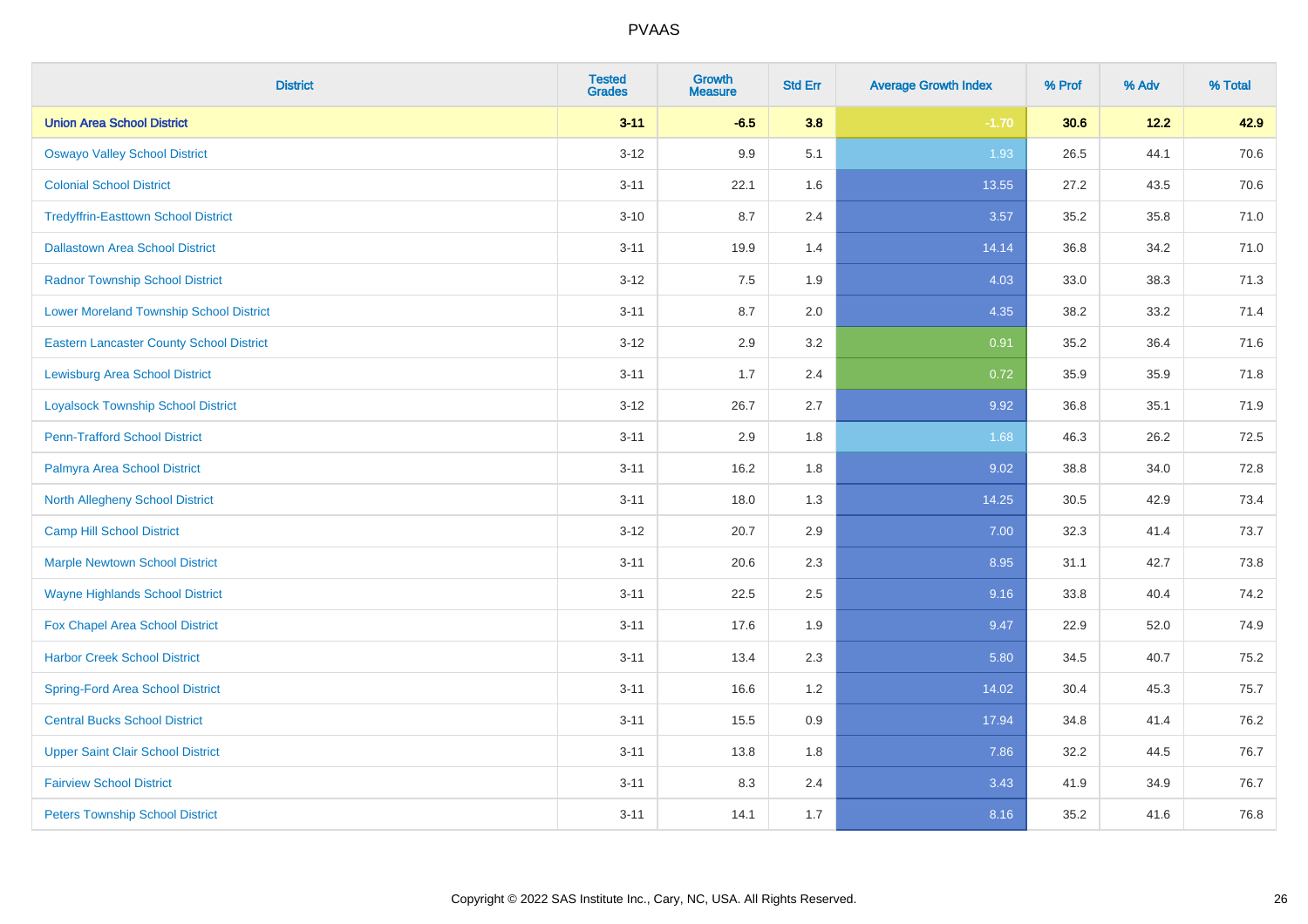| District | Tested Grades | Growth Measure | Std Err | Average Growth Index | % Prof | % Adv | % Total |
|---|---|---|---|---|---|---|---|
| **Union Area School District** | **3-11** | **-6.5** | **3.8** | **-1.70** | **30.6** | **12.2** | **42.9** |
| Oswayo Valley School District | 3-12 | 9.9 | 5.1 | 1.93 | 26.5 | 44.1 | 70.6 |
| Colonial School District | 3-11 | 22.1 | 1.6 | 13.55 | 27.2 | 43.5 | 70.6 |
| Tredyffrin-Easttown School District | 3-10 | 8.7 | 2.4 | 3.57 | 35.2 | 35.8 | 71.0 |
| Dallastown Area School District | 3-11 | 19.9 | 1.4 | 14.14 | 36.8 | 34.2 | 71.0 |
| Radnor Township School District | 3-12 | 7.5 | 1.9 | 4.03 | 33.0 | 38.3 | 71.3 |
| Lower Moreland Township School District | 3-11 | 8.7 | 2.0 | 4.35 | 38.2 | 33.2 | 71.4 |
| Eastern Lancaster County School District | 3-12 | 2.9 | 3.2 | 0.91 | 35.2 | 36.4 | 71.6 |
| Lewisburg Area School District | 3-11 | 1.7 | 2.4 | 0.72 | 35.9 | 35.9 | 71.8 |
| Loyalsock Township School District | 3-12 | 26.7 | 2.7 | 9.92 | 36.8 | 35.1 | 71.9 |
| Penn-Trafford School District | 3-11 | 2.9 | 1.8 | 1.68 | 46.3 | 26.2 | 72.5 |
| Palmyra Area School District | 3-11 | 16.2 | 1.8 | 9.02 | 38.8 | 34.0 | 72.8 |
| North Allegheny School District | 3-11 | 18.0 | 1.3 | 14.25 | 30.5 | 42.9 | 73.4 |
| Camp Hill School District | 3-12 | 20.7 | 2.9 | 7.00 | 32.3 | 41.4 | 73.7 |
| Marple Newtown School District | 3-11 | 20.6 | 2.3 | 8.95 | 31.1 | 42.7 | 73.8 |
| Wayne Highlands School District | 3-11 | 22.5 | 2.5 | 9.16 | 33.8 | 40.4 | 74.2 |
| Fox Chapel Area School District | 3-11 | 17.6 | 1.9 | 9.47 | 22.9 | 52.0 | 74.9 |
| Harbor Creek School District | 3-11 | 13.4 | 2.3 | 5.80 | 34.5 | 40.7 | 75.2 |
| Spring-Ford Area School District | 3-11 | 16.6 | 1.2 | 14.02 | 30.4 | 45.3 | 75.7 |
| Central Bucks School District | 3-11 | 15.5 | 0.9 | 17.94 | 34.8 | 41.4 | 76.2 |
| Upper Saint Clair School District | 3-11 | 13.8 | 1.8 | 7.86 | 32.2 | 44.5 | 76.7 |
| Fairview School District | 3-11 | 8.3 | 2.4 | 3.43 | 41.9 | 34.9 | 76.7 |
| Peters Township School District | 3-11 | 14.1 | 1.7 | 8.16 | 35.2 | 41.6 | 76.8 |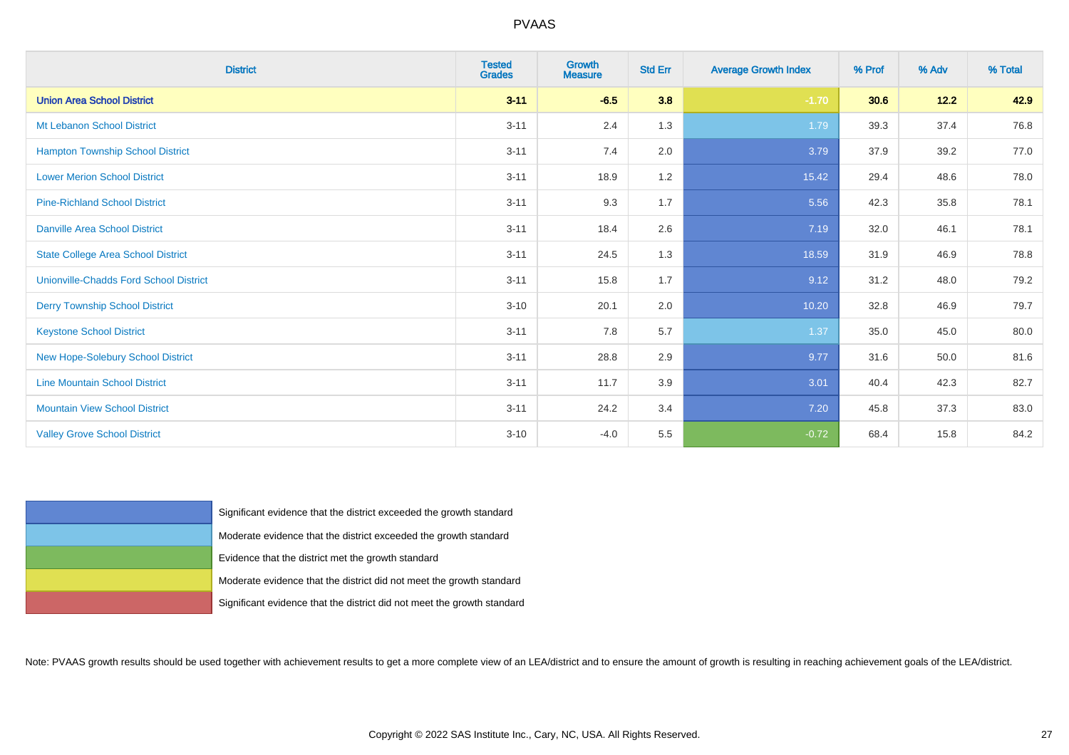# PVAAS

| District | Tested Grades | Growth Measure | Std Err | Average Growth Index | % Prof | % Adv | % Total |
|---|---|---|---|---|---|---|---|
| **Union Area School District** | **3-11** | **-6.5** | **3.8** | **-1.70** | **30.6** | **12.2** | **42.9** |
| Mt Lebanon School District | 3-11 | 2.4 | 1.3 | 1.79 | 39.3 | 37.4 | 76.8 |
| Hampton Township School District | 3-11 | 7.4 | 2.0 | 3.79 | 37.9 | 39.2 | 77.0 |
| Lower Merion School District | 3-11 | 18.9 | 1.2 | 15.42 | 29.4 | 48.6 | 78.0 |
| Pine-Richland School District | 3-11 | 9.3 | 1.7 | 5.56 | 42.3 | 35.8 | 78.1 |
| Danville Area School District | 3-11 | 18.4 | 2.6 | 7.19 | 32.0 | 46.1 | 78.1 |
| State College Area School District | 3-11 | 24.5 | 1.3 | 18.59 | 31.9 | 46.9 | 78.8 |
| Unionville-Chadds Ford School District | 3-11 | 15.8 | 1.7 | 9.12 | 31.2 | 48.0 | 79.2 |
| Derry Township School District | 3-10 | 20.1 | 2.0 | 10.20 | 32.8 | 46.9 | 79.7 |
| Keystone School District | 3-11 | 7.8 | 5.7 | 1.37 | 35.0 | 45.0 | 80.0 |
| New Hope-Solebury School District | 3-11 | 28.8 | 2.9 | 9.77 | 31.6 | 50.0 | 81.6 |
| Line Mountain School District | 3-11 | 11.7 | 3.9 | 3.01 | 40.4 | 42.3 | 82.7 |
| Mountain View School District | 3-11 | 24.2 | 3.4 | 7.20 | 45.8 | 37.3 | 83.0 |
| Valley Grove School District | 3-10 | -4.0 | 5.5 | -0.72 | 68.4 | 15.8 | 84.2 |

Significant evidence that the district exceeded the growth standard

Moderate evidence that the district exceeded the growth standard

Evidence that the district met the growth standard

Moderate evidence that the district did not meet the growth standard

Significant evidence that the district did not meet the growth standard

Note: PVAAS growth results should be used together with achievement results to get a more complete view of an LEA/district and to ensure the amount of growth is resulting in reaching achievement goals of the LEA/district.

Copyright © 2022 SAS Institute Inc., Cary, NC, USA. All Rights Reserved.